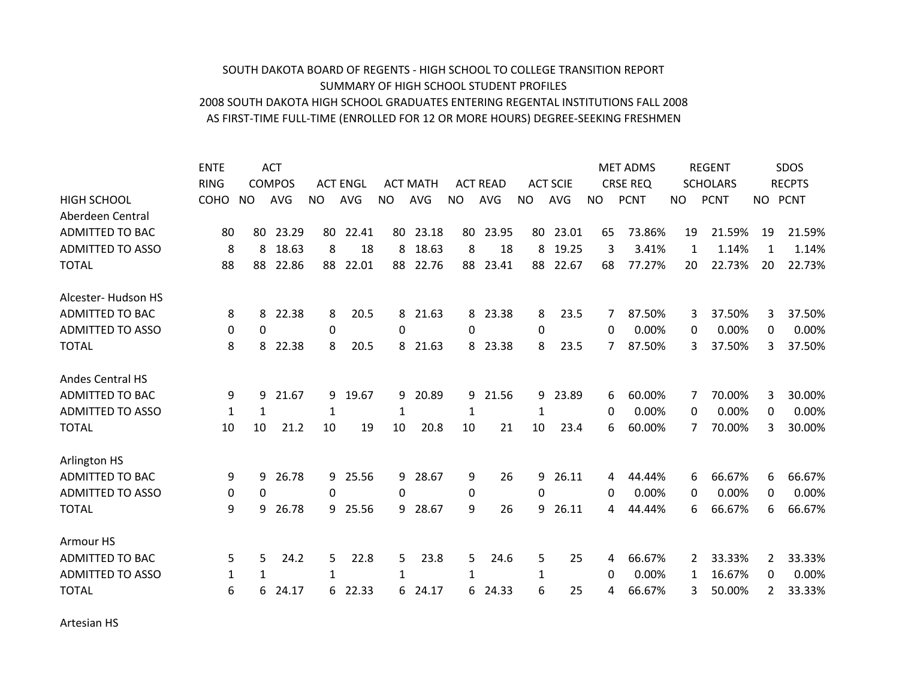SOUTH DAKOTA BOARD OF REGENTS - HIGH SCHOOL TO COLLEGE TRANSITION REPORT
SUMMARY OF HIGH SCHOOL STUDENT PROFILES
2008 SOUTH DAKOTA HIGH SCHOOL GRADUATES ENTERING REGENTAL INSTITUTIONS FALL 2008
AS FIRST-TIME FULL-TIME (ENROLLED FOR 12 OR MORE HOURS) DEGREE-SEEKING FRESHMEN

| | ENTE RING | ACT COMPOS | | ACT ENGL | | ACT MATH | | ACT READ | | ACT SCIE | | MET ADMS CRSE REQ | | REGENT SCHOLARS | | SDOS RECPTS | |
|---|---|---|---|---|---|---|---|---|---|---|---|---|---|---|---|---|---|
| HIGH SCHOOL | COHO | NO | AVG | NO | AVG | NO | AVG | NO | AVG | NO | AVG | NO | PCNT | NO | PCNT | NO | PCNT |
| Aberdeen Central | | | | | | | | | | | | | | | | | |
| ADMITTED TO BAC | 80 | 80 | 23.29 | 80 | 22.41 | 80 | 23.18 | 80 | 23.95 | 80 | 23.01 | 65 | 73.86% | 19 | 21.59% | 19 | 21.59% |
| ADMITTED TO ASSO | 8 | 8 | 18.63 | 8 | 18 | 8 | 18.63 | 8 | 18 | 8 | 19.25 | 3 | 3.41% | 1 | 1.14% | 1 | 1.14% |
| TOTAL | 88 | 88 | 22.86 | 88 | 22.01 | 88 | 22.76 | 88 | 23.41 | 88 | 22.67 | 68 | 77.27% | 20 | 22.73% | 20 | 22.73% |
| | | | | | | | | | | | | | | | | | |
| Alcester- Hudson HS | | | | | | | | | | | | | | | | | |
| ADMITTED TO BAC | 8 | 8 | 22.38 | 8 | 20.5 | 8 | 21.63 | 8 | 23.38 | 8 | 23.5 | 7 | 87.50% | 3 | 37.50% | 3 | 37.50% |
| ADMITTED TO ASSO | 0 | 0 | | 0 | | 0 | | 0 | | 0 | | 0 | 0.00% | 0 | 0.00% | 0 | 0.00% |
| TOTAL | 8 | 8 | 22.38 | 8 | 20.5 | 8 | 21.63 | 8 | 23.38 | 8 | 23.5 | 7 | 87.50% | 3 | 37.50% | 3 | 37.50% |
| | | | | | | | | | | | | | | | | | |
| Andes Central HS | | | | | | | | | | | | | | | | | |
| ADMITTED TO BAC | 9 | 9 | 21.67 | 9 | 19.67 | 9 | 20.89 | 9 | 21.56 | 9 | 23.89 | 6 | 60.00% | 7 | 70.00% | 3 | 30.00% |
| ADMITTED TO ASSO | 1 | 1 | | 1 | | 1 | | 1 | | 1 | | 0 | 0.00% | 0 | 0.00% | 0 | 0.00% |
| TOTAL | 10 | 10 | 21.2 | 10 | 19 | 10 | 20.8 | 10 | 21 | 10 | 23.4 | 6 | 60.00% | 7 | 70.00% | 3 | 30.00% |
| | | | | | | | | | | | | | | | | | |
| Arlington HS | | | | | | | | | | | | | | | | | |
| ADMITTED TO BAC | 9 | 9 | 26.78 | 9 | 25.56 | 9 | 28.67 | 9 | 26 | 9 | 26.11 | 4 | 44.44% | 6 | 66.67% | 6 | 66.67% |
| ADMITTED TO ASSO | 0 | 0 | | 0 | | 0 | | 0 | | 0 | | 0 | 0.00% | 0 | 0.00% | 0 | 0.00% |
| TOTAL | 9 | 9 | 26.78 | 9 | 25.56 | 9 | 28.67 | 9 | 26 | 9 | 26.11 | 4 | 44.44% | 6 | 66.67% | 6 | 66.67% |
| | | | | | | | | | | | | | | | | | |
| Armour HS | | | | | | | | | | | | | | | | | |
| ADMITTED TO BAC | 5 | 5 | 24.2 | 5 | 22.8 | 5 | 23.8 | 5 | 24.6 | 5 | 25 | 4 | 66.67% | 2 | 33.33% | 2 | 33.33% |
| ADMITTED TO ASSO | 1 | 1 | | 1 | | 1 | | 1 | | 1 | | 0 | 0.00% | 1 | 16.67% | 0 | 0.00% |
| TOTAL | 6 | 6 | 24.17 | 6 | 22.33 | 6 | 24.17 | 6 | 24.33 | 6 | 25 | 4 | 66.67% | 3 | 50.00% | 2 | 33.33% |
| | | | | | | | | | | | | | | | | | |
| Artesian HS | | | | | | | | | | | | | | | | | |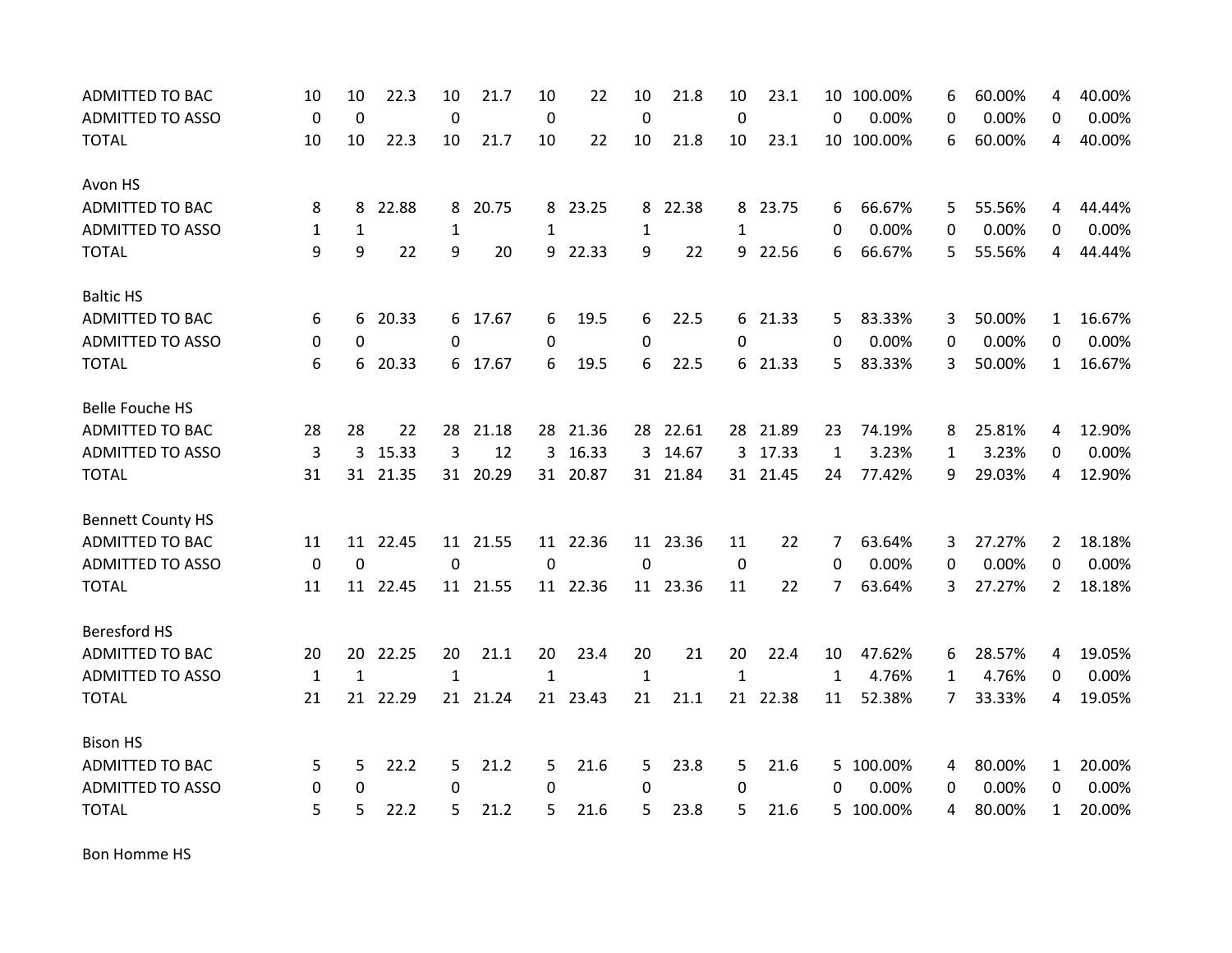| | | | | | | | | | | | | | | | | | |
|---|---|---|---|---|---|---|---|---|---|---|---|---|---|---|---|---|---|
| ADMITTED TO BAC | 10 | 10 | 22.3 | 10 | 21.7 | 10 | 22 | 10 | 21.8 | 10 | 23.1 | 10 | 100.00% | 6 | 60.00% | 4 | 40.00% |
| ADMITTED TO ASSO | 0 | 0 | | 0 | | 0 | | 0 | | 0 | | 0 | 0.00% | 0 | 0.00% | 0 | 0.00% |
| TOTAL | 10 | 10 | 22.3 | 10 | 21.7 | 10 | 22 | 10 | 21.8 | 10 | 23.1 | 10 | 100.00% | 6 | 60.00% | 4 | 40.00% |
| | | | | | | | | | | | | | | | | | |
| Avon HS | | | | | | | | | | | | | | | | | |
| ADMITTED TO BAC | 8 | 8 | 22.88 | 8 | 20.75 | 8 | 23.25 | 8 | 22.38 | 8 | 23.75 | 6 | 66.67% | 5 | 55.56% | 4 | 44.44% |
| ADMITTED TO ASSO | 1 | 1 | | 1 | | 1 | | 1 | | 1 | | 0 | 0.00% | 0 | 0.00% | 0 | 0.00% |
| TOTAL | 9 | 9 | 22 | 9 | 20 | 9 | 22.33 | 9 | 22 | 9 | 22.56 | 6 | 66.67% | 5 | 55.56% | 4 | 44.44% |
| | | | | | | | | | | | | | | | | | |
| Baltic HS | | | | | | | | | | | | | | | | | |
| ADMITTED TO BAC | 6 | 6 | 20.33 | 6 | 17.67 | 6 | 19.5 | 6 | 22.5 | 6 | 21.33 | 5 | 83.33% | 3 | 50.00% | 1 | 16.67% |
| ADMITTED TO ASSO | 0 | 0 | | 0 | | 0 | | 0 | | 0 | | 0 | 0.00% | 0 | 0.00% | 0 | 0.00% |
| TOTAL | 6 | 6 | 20.33 | 6 | 17.67 | 6 | 19.5 | 6 | 22.5 | 6 | 21.33 | 5 | 83.33% | 3 | 50.00% | 1 | 16.67% |
| | | | | | | | | | | | | | | | | | |
| Belle Fouche HS | | | | | | | | | | | | | | | | | |
| ADMITTED TO BAC | 28 | 28 | 22 | 28 | 21.18 | 28 | 21.36 | 28 | 22.61 | 28 | 21.89 | 23 | 74.19% | 8 | 25.81% | 4 | 12.90% |
| ADMITTED TO ASSO | 3 | 3 | 15.33 | 3 | 12 | 3 | 16.33 | 3 | 14.67 | 3 | 17.33 | 1 | 3.23% | 1 | 3.23% | 0 | 0.00% |
| TOTAL | 31 | 31 | 21.35 | 31 | 20.29 | 31 | 20.87 | 31 | 21.84 | 31 | 21.45 | 24 | 77.42% | 9 | 29.03% | 4 | 12.90% |
| | | | | | | | | | | | | | | | | | |
| Bennett County HS | | | | | | | | | | | | | | | | | |
| ADMITTED TO BAC | 11 | 11 | 22.45 | 11 | 21.55 | 11 | 22.36 | 11 | 23.36 | 11 | 22 | 7 | 63.64% | 3 | 27.27% | 2 | 18.18% |
| ADMITTED TO ASSO | 0 | 0 | | 0 | | 0 | | 0 | | 0 | | 0 | 0.00% | 0 | 0.00% | 0 | 0.00% |
| TOTAL | 11 | 11 | 22.45 | 11 | 21.55 | 11 | 22.36 | 11 | 23.36 | 11 | 22 | 7 | 63.64% | 3 | 27.27% | 2 | 18.18% |
| | | | | | | | | | | | | | | | | | |
| Beresford HS | | | | | | | | | | | | | | | | | |
| ADMITTED TO BAC | 20 | 20 | 22.25 | 20 | 21.1 | 20 | 23.4 | 20 | 21 | 20 | 22.4 | 10 | 47.62% | 6 | 28.57% | 4 | 19.05% |
| ADMITTED TO ASSO | 1 | 1 | | 1 | | 1 | | 1 | | 1 | | 1 | 4.76% | 1 | 4.76% | 0 | 0.00% |
| TOTAL | 21 | 21 | 22.29 | 21 | 21.24 | 21 | 23.43 | 21 | 21.1 | 21 | 22.38 | 11 | 52.38% | 7 | 33.33% | 4 | 19.05% |
| | | | | | | | | | | | | | | | | | |
| Bison HS | | | | | | | | | | | | | | | | | |
| ADMITTED TO BAC | 5 | 5 | 22.2 | 5 | 21.2 | 5 | 21.6 | 5 | 23.8 | 5 | 21.6 | 5 | 100.00% | 4 | 80.00% | 1 | 20.00% |
| ADMITTED TO ASSO | 0 | 0 | | 0 | | 0 | | 0 | | 0 | | 0 | 0.00% | 0 | 0.00% | 0 | 0.00% |
| TOTAL | 5 | 5 | 22.2 | 5 | 21.2 | 5 | 21.6 | 5 | 23.8 | 5 | 21.6 | 5 | 100.00% | 4 | 80.00% | 1 | 20.00% |
| | | | | | | | | | | | | | | | | | |
| Bon Homme HS | | | | | | | | | | | | | | | | | |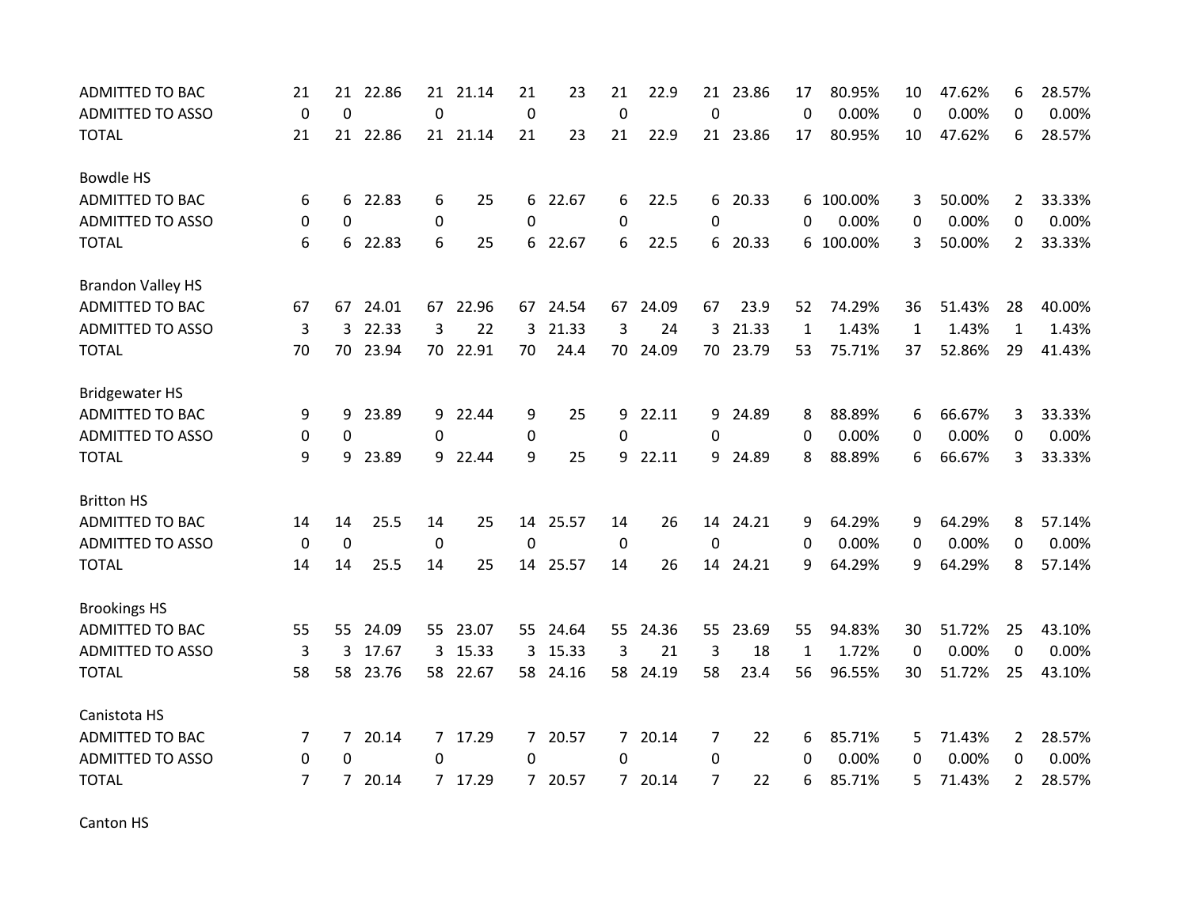| | | | | | | | | | | | | | | | | |
|---|---|---|---|---|---|---|---|---|---|---|---|---|---|---|---|---|
| ADMITTED TO BAC | 21 | 21 | 22.86 | 21 | 21.14 | 21 | 23 | 21 | 22.9 | 21 | 23.86 | 17 | 80.95% | 10 | 47.62% | 6 | 28.57% |
| ADMITTED TO ASSO | 0 | 0 | | 0 | | 0 | | 0 | | 0 | | 0 | 0.00% | 0 | 0.00% | 0 | 0.00% |
| TOTAL | 21 | 21 | 22.86 | 21 | 21.14 | 21 | 23 | 21 | 22.9 | 21 | 23.86 | 17 | 80.95% | 10 | 47.62% | 6 | 28.57% |
| | | | | | | | | | | | | | | | | | |
| Bowdle HS | | | | | | | | | | | | | | | | | |
| ADMITTED TO BAC | 6 | 6 | 22.83 | 6 | 25 | 6 | 22.67 | 6 | 22.5 | 6 | 20.33 | 6 | 100.00% | 3 | 50.00% | 2 | 33.33% |
| ADMITTED TO ASSO | 0 | 0 | | 0 | | 0 | | 0 | | 0 | | 0 | 0.00% | 0 | 0.00% | 0 | 0.00% |
| TOTAL | 6 | 6 | 22.83 | 6 | 25 | 6 | 22.67 | 6 | 22.5 | 6 | 20.33 | 6 | 100.00% | 3 | 50.00% | 2 | 33.33% |
| | | | | | | | | | | | | | | | | | |
| Brandon Valley HS | | | | | | | | | | | | | | | | | |
| ADMITTED TO BAC | 67 | 67 | 24.01 | 67 | 22.96 | 67 | 24.54 | 67 | 24.09 | 67 | 23.9 | 52 | 74.29% | 36 | 51.43% | 28 | 40.00% |
| ADMITTED TO ASSO | 3 | 3 | 22.33 | 3 | 22 | 3 | 21.33 | 3 | 24 | 3 | 21.33 | 1 | 1.43% | 1 | 1.43% | 1 | 1.43% |
| TOTAL | 70 | 70 | 23.94 | 70 | 22.91 | 70 | 24.4 | 70 | 24.09 | 70 | 23.79 | 53 | 75.71% | 37 | 52.86% | 29 | 41.43% |
| | | | | | | | | | | | | | | | | | |
| Bridgewater HS | | | | | | | | | | | | | | | | | |
| ADMITTED TO BAC | 9 | 9 | 23.89 | 9 | 22.44 | 9 | 25 | 9 | 22.11 | 9 | 24.89 | 8 | 88.89% | 6 | 66.67% | 3 | 33.33% |
| ADMITTED TO ASSO | 0 | 0 | | 0 | | 0 | | 0 | | 0 | | 0 | 0.00% | 0 | 0.00% | 0 | 0.00% |
| TOTAL | 9 | 9 | 23.89 | 9 | 22.44 | 9 | 25 | 9 | 22.11 | 9 | 24.89 | 8 | 88.89% | 6 | 66.67% | 3 | 33.33% |
| | | | | | | | | | | | | | | | | | |
| Britton HS | | | | | | | | | | | | | | | | | |
| ADMITTED TO BAC | 14 | 14 | 25.5 | 14 | 25 | 14 | 25.57 | 14 | 26 | 14 | 24.21 | 9 | 64.29% | 9 | 64.29% | 8 | 57.14% |
| ADMITTED TO ASSO | 0 | 0 | | 0 | | 0 | | 0 | | 0 | | 0 | 0.00% | 0 | 0.00% | 0 | 0.00% |
| TOTAL | 14 | 14 | 25.5 | 14 | 25 | 14 | 25.57 | 14 | 26 | 14 | 24.21 | 9 | 64.29% | 9 | 64.29% | 8 | 57.14% |
| | | | | | | | | | | | | | | | | | |
| Brookings HS | | | | | | | | | | | | | | | | | |
| ADMITTED TO BAC | 55 | 55 | 24.09 | 55 | 23.07 | 55 | 24.64 | 55 | 24.36 | 55 | 23.69 | 55 | 94.83% | 30 | 51.72% | 25 | 43.10% |
| ADMITTED TO ASSO | 3 | 3 | 17.67 | 3 | 15.33 | 3 | 15.33 | 3 | 21 | 3 | 18 | 1 | 1.72% | 0 | 0.00% | 0 | 0.00% |
| TOTAL | 58 | 58 | 23.76 | 58 | 22.67 | 58 | 24.16 | 58 | 24.19 | 58 | 23.4 | 56 | 96.55% | 30 | 51.72% | 25 | 43.10% |
| | | | | | | | | | | | | | | | | | |
| Canistota HS | | | | | | | | | | | | | | | | | |
| ADMITTED TO BAC | 7 | 7 | 20.14 | 7 | 17.29 | 7 | 20.57 | 7 | 20.14 | 7 | 22 | 6 | 85.71% | 5 | 71.43% | 2 | 28.57% |
| ADMITTED TO ASSO | 0 | 0 | | 0 | | 0 | | 0 | | 0 | | 0 | 0.00% | 0 | 0.00% | 0 | 0.00% |
| TOTAL | 7 | 7 | 20.14 | 7 | 17.29 | 7 | 20.57 | 7 | 20.14 | 7 | 22 | 6 | 85.71% | 5 | 71.43% | 2 | 28.57% |
| | | | | | | | | | | | | | | | | | |
| Canton HS | | | | | | | | | | | | | | | | | |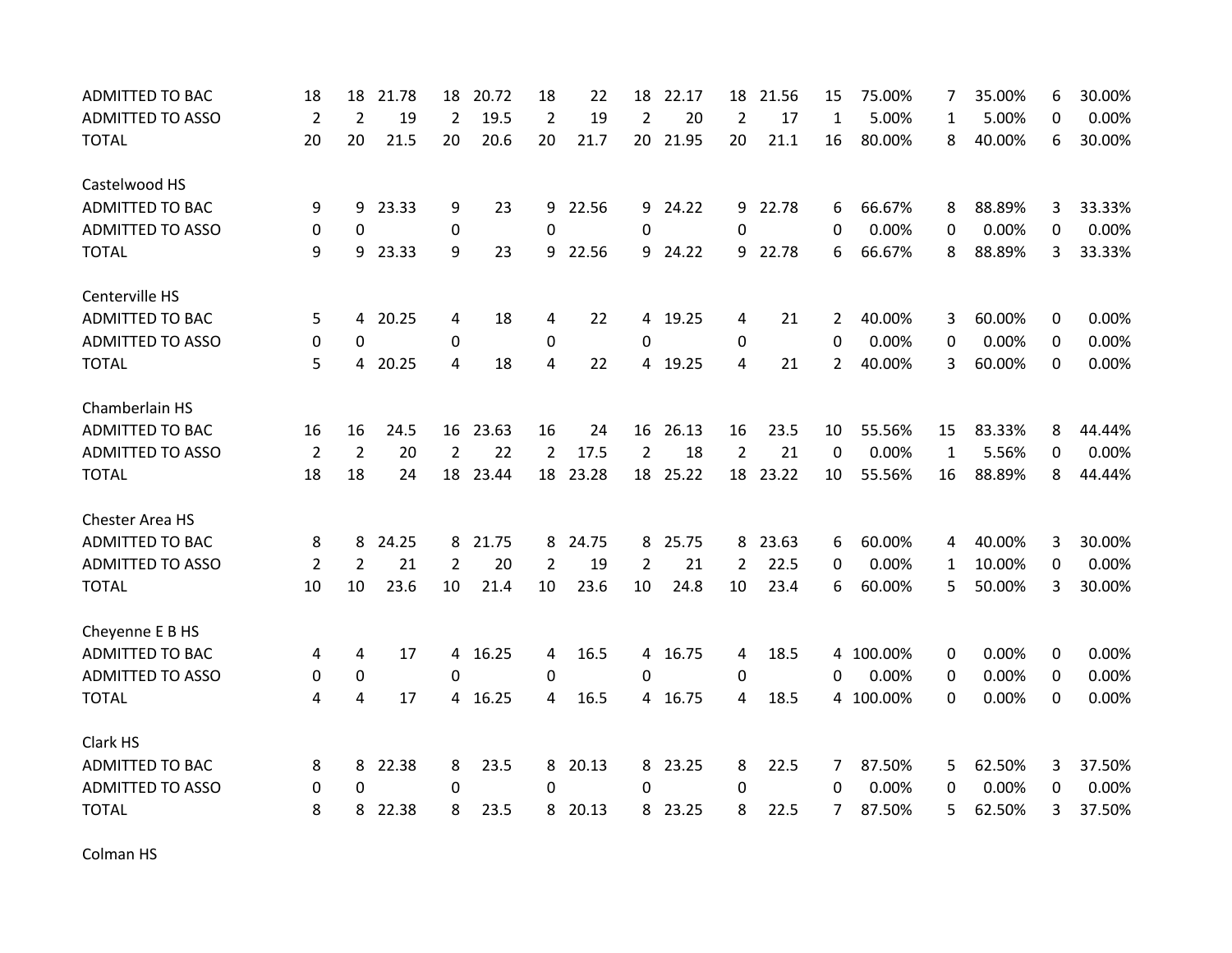| | | | | | | | | | | | | | | | | | |
|---|---|---|---|---|---|---|---|---|---|---|---|---|---|---|---|---|---|
| ADMITTED TO BAC | 18 | 18 | 21.78 | 18 | 20.72 | 18 | 22 | 18 | 22.17 | 18 | 21.56 | 15 | 75.00% | 7 | 35.00% | 6 | 30.00% |
| ADMITTED TO ASSO | 2 | 2 | 19 | 2 | 19.5 | 2 | 19 | 2 | 20 | 2 | 17 | 1 | 5.00% | 1 | 5.00% | 0 | 0.00% |
| TOTAL | 20 | 20 | 21.5 | 20 | 20.6 | 20 | 21.7 | 20 | 21.95 | 20 | 21.1 | 16 | 80.00% | 8 | 40.00% | 6 | 30.00% |
| | | | | | | | | | | | | | | | | | |
| Castelwood HS | | | | | | | | | | | | | | | | | |
| ADMITTED TO BAC | 9 | 9 | 23.33 | 9 | 23 | 9 | 22.56 | 9 | 24.22 | 9 | 22.78 | 6 | 66.67% | 8 | 88.89% | 3 | 33.33% |
| ADMITTED TO ASSO | 0 | 0 | | 0 | | 0 | | 0 | | 0 | | 0 | 0.00% | 0 | 0.00% | 0 | 0.00% |
| TOTAL | 9 | 9 | 23.33 | 9 | 23 | 9 | 22.56 | 9 | 24.22 | 9 | 22.78 | 6 | 66.67% | 8 | 88.89% | 3 | 33.33% |
| | | | | | | | | | | | | | | | | | |
| Centerville HS | | | | | | | | | | | | | | | | | |
| ADMITTED TO BAC | 5 | 4 | 20.25 | 4 | 18 | 4 | 22 | 4 | 19.25 | 4 | 21 | 2 | 40.00% | 3 | 60.00% | 0 | 0.00% |
| ADMITTED TO ASSO | 0 | 0 | | 0 | | 0 | | 0 | | 0 | | 0 | 0.00% | 0 | 0.00% | 0 | 0.00% |
| TOTAL | 5 | 4 | 20.25 | 4 | 18 | 4 | 22 | 4 | 19.25 | 4 | 21 | 2 | 40.00% | 3 | 60.00% | 0 | 0.00% |
| | | | | | | | | | | | | | | | | | |
| Chamberlain HS | | | | | | | | | | | | | | | | | |
| ADMITTED TO BAC | 16 | 16 | 24.5 | 16 | 23.63 | 16 | 24 | 16 | 26.13 | 16 | 23.5 | 10 | 55.56% | 15 | 83.33% | 8 | 44.44% |
| ADMITTED TO ASSO | 2 | 2 | 20 | 2 | 22 | 2 | 17.5 | 2 | 18 | 2 | 21 | 0 | 0.00% | 1 | 5.56% | 0 | 0.00% |
| TOTAL | 18 | 18 | 24 | 18 | 23.44 | 18 | 23.28 | 18 | 25.22 | 18 | 23.22 | 10 | 55.56% | 16 | 88.89% | 8 | 44.44% |
| | | | | | | | | | | | | | | | | | |
| Chester Area HS | | | | | | | | | | | | | | | | | |
| ADMITTED TO BAC | 8 | 8 | 24.25 | 8 | 21.75 | 8 | 24.75 | 8 | 25.75 | 8 | 23.63 | 6 | 60.00% | 4 | 40.00% | 3 | 30.00% |
| ADMITTED TO ASSO | 2 | 2 | 21 | 2 | 20 | 2 | 19 | 2 | 21 | 2 | 22.5 | 0 | 0.00% | 1 | 10.00% | 0 | 0.00% |
| TOTAL | 10 | 10 | 23.6 | 10 | 21.4 | 10 | 23.6 | 10 | 24.8 | 10 | 23.4 | 6 | 60.00% | 5 | 50.00% | 3 | 30.00% |
| | | | | | | | | | | | | | | | | | |
| Cheyenne E B HS | | | | | | | | | | | | | | | | | |
| ADMITTED TO BAC | 4 | 4 | 17 | 4 | 16.25 | 4 | 16.5 | 4 | 16.75 | 4 | 18.5 | 4 | 100.00% | 0 | 0.00% | 0 | 0.00% |
| ADMITTED TO ASSO | 0 | 0 | | 0 | | 0 | | 0 | | 0 | | 0 | 0.00% | 0 | 0.00% | 0 | 0.00% |
| TOTAL | 4 | 4 | 17 | 4 | 16.25 | 4 | 16.5 | 4 | 16.75 | 4 | 18.5 | 4 | 100.00% | 0 | 0.00% | 0 | 0.00% |
| | | | | | | | | | | | | | | | | | |
| Clark HS | | | | | | | | | | | | | | | | | |
| ADMITTED TO BAC | 8 | 8 | 22.38 | 8 | 23.5 | 8 | 20.13 | 8 | 23.25 | 8 | 22.5 | 7 | 87.50% | 5 | 62.50% | 3 | 37.50% |
| ADMITTED TO ASSO | 0 | 0 | | 0 | | 0 | | 0 | | 0 | | 0 | 0.00% | 0 | 0.00% | 0 | 0.00% |
| TOTAL | 8 | 8 | 22.38 | 8 | 23.5 | 8 | 20.13 | 8 | 23.25 | 8 | 22.5 | 7 | 87.50% | 5 | 62.50% | 3 | 37.50% |
| | | | | | | | | | | | | | | | | | |
| Colman HS | | | | | | | | | | | | | | | | | |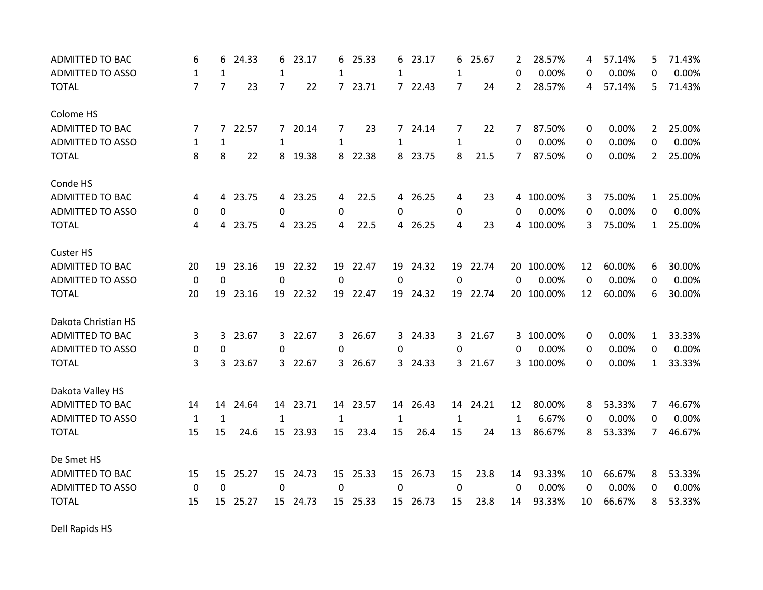| | | | | | | | | | | | | | | | | | | |
|---|---|---|---|---|---|---|---|---|---|---|---|---|---|---|---|---|---|---|
| ADMITTED TO BAC | 6 | 6 | 24.33 | 6 | 23.17 | 6 | 25.33 | 6 | 23.17 | 6 | 25.67 | 2 | 28.57% | 4 | 57.14% | 5 | 71.43% |
| ADMITTED TO ASSO | 1 | 1 | | 1 | | 1 | | 1 | | 1 | | 0 | 0.00% | 0 | 0.00% | 0 | 0.00% |
| TOTAL | 7 | 7 | 23 | 7 | 22 | 7 | 23.71 | 7 | 22.43 | 7 | 24 | 2 | 28.57% | 4 | 57.14% | 5 | 71.43% |
| | | | | | | | | | | | | | | | | | |
| Colome HS | | | | | | | | | | | | | | | | | |
| ADMITTED TO BAC | 7 | 7 | 22.57 | 7 | 20.14 | 7 | 23 | 7 | 24.14 | 7 | 22 | 7 | 87.50% | 0 | 0.00% | 2 | 25.00% |
| ADMITTED TO ASSO | 1 | 1 | | 1 | | 1 | | 1 | | 1 | | 0 | 0.00% | 0 | 0.00% | 0 | 0.00% |
| TOTAL | 8 | 8 | 22 | 8 | 19.38 | 8 | 22.38 | 8 | 23.75 | 8 | 21.5 | 7 | 87.50% | 0 | 0.00% | 2 | 25.00% |
| | | | | | | | | | | | | | | | | | |
| Conde HS | | | | | | | | | | | | | | | | | |
| ADMITTED TO BAC | 4 | 4 | 23.75 | 4 | 23.25 | 4 | 22.5 | 4 | 26.25 | 4 | 23 | 4 | 100.00% | 3 | 75.00% | 1 | 25.00% |
| ADMITTED TO ASSO | 0 | 0 | | 0 | | 0 | | 0 | | 0 | | 0 | 0.00% | 0 | 0.00% | 0 | 0.00% |
| TOTAL | 4 | 4 | 23.75 | 4 | 23.25 | 4 | 22.5 | 4 | 26.25 | 4 | 23 | 4 | 100.00% | 3 | 75.00% | 1 | 25.00% |
| | | | | | | | | | | | | | | | | | |
| Custer HS | | | | | | | | | | | | | | | | | |
| ADMITTED TO BAC | 20 | 19 | 23.16 | 19 | 22.32 | 19 | 22.47 | 19 | 24.32 | 19 | 22.74 | 20 | 100.00% | 12 | 60.00% | 6 | 30.00% |
| ADMITTED TO ASSO | 0 | 0 | | 0 | | 0 | | 0 | | 0 | | 0 | 0.00% | 0 | 0.00% | 0 | 0.00% |
| TOTAL | 20 | 19 | 23.16 | 19 | 22.32 | 19 | 22.47 | 19 | 24.32 | 19 | 22.74 | 20 | 100.00% | 12 | 60.00% | 6 | 30.00% |
| | | | | | | | | | | | | | | | | | |
| Dakota Christian HS | | | | | | | | | | | | | | | | | |
| ADMITTED TO BAC | 3 | 3 | 23.67 | 3 | 22.67 | 3 | 26.67 | 3 | 24.33 | 3 | 21.67 | 3 | 100.00% | 0 | 0.00% | 1 | 33.33% |
| ADMITTED TO ASSO | 0 | 0 | | 0 | | 0 | | 0 | | 0 | | 0 | 0.00% | 0 | 0.00% | 0 | 0.00% |
| TOTAL | 3 | 3 | 23.67 | 3 | 22.67 | 3 | 26.67 | 3 | 24.33 | 3 | 21.67 | 3 | 100.00% | 0 | 0.00% | 1 | 33.33% |
| | | | | | | | | | | | | | | | | | |
| Dakota Valley HS | | | | | | | | | | | | | | | | | |
| ADMITTED TO BAC | 14 | 14 | 24.64 | 14 | 23.71 | 14 | 23.57 | 14 | 26.43 | 14 | 24.21 | 12 | 80.00% | 8 | 53.33% | 7 | 46.67% |
| ADMITTED TO ASSO | 1 | 1 | | 1 | | 1 | | 1 | | 1 | | 1 | 6.67% | 0 | 0.00% | 0 | 0.00% |
| TOTAL | 15 | 15 | 24.6 | 15 | 23.93 | 15 | 23.4 | 15 | 26.4 | 15 | 24 | 13 | 86.67% | 8 | 53.33% | 7 | 46.67% |
| | | | | | | | | | | | | | | | | | |
| De Smet HS | | | | | | | | | | | | | | | | | |
| ADMITTED TO BAC | 15 | 15 | 25.27 | 15 | 24.73 | 15 | 25.33 | 15 | 26.73 | 15 | 23.8 | 14 | 93.33% | 10 | 66.67% | 8 | 53.33% |
| ADMITTED TO ASSO | 0 | 0 | | 0 | | 0 | | 0 | | 0 | | 0 | 0.00% | 0 | 0.00% | 0 | 0.00% |
| TOTAL | 15 | 15 | 25.27 | 15 | 24.73 | 15 | 25.33 | 15 | 26.73 | 15 | 23.8 | 14 | 93.33% | 10 | 66.67% | 8 | 53.33% |
| | | | | | | | | | | | | | | | | | |
| Dell Rapids HS | | | | | | | | | | | | | | | | | |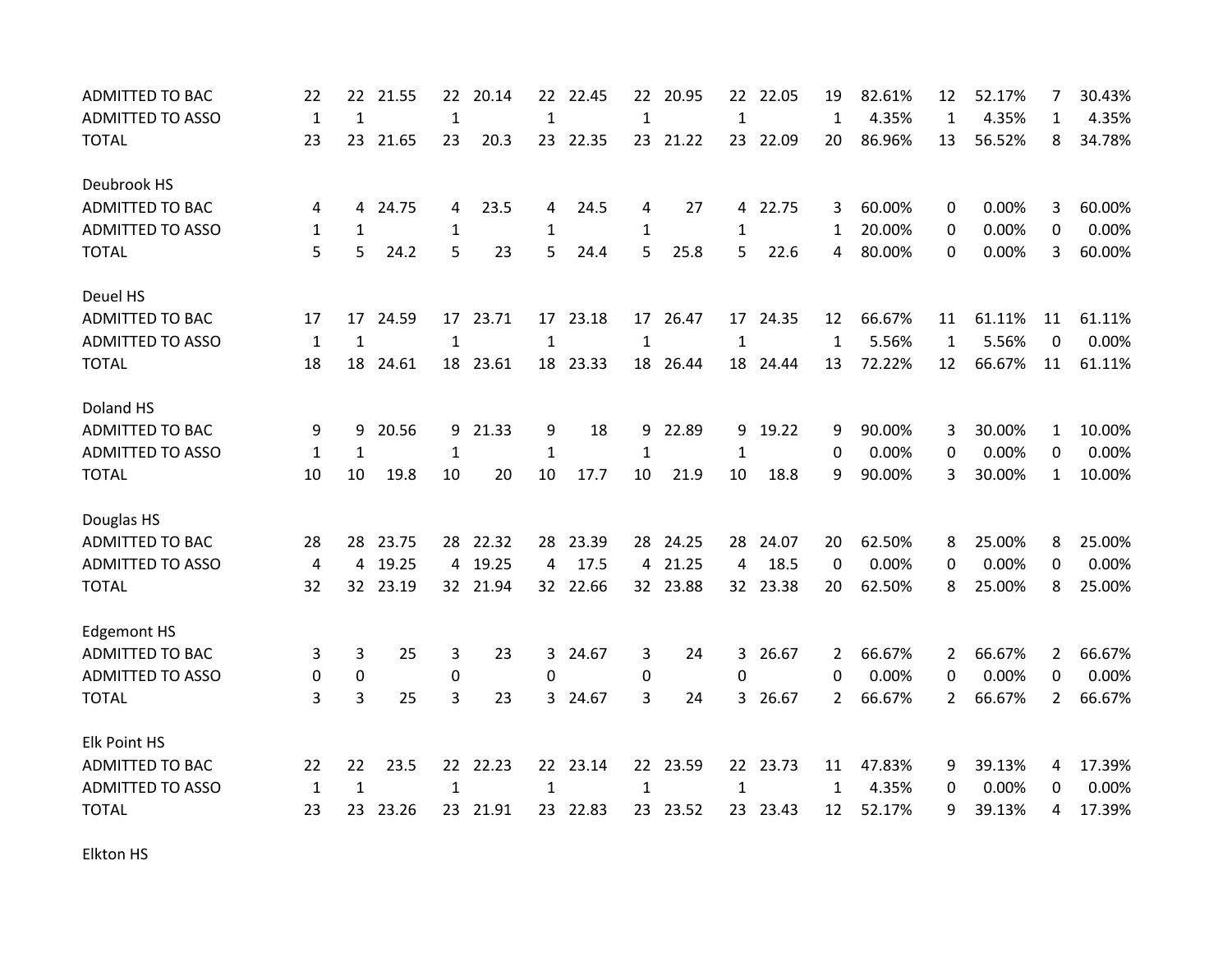| | | | | | | | | | | | | | | | | |
|---|---|---|---|---|---|---|---|---|---|---|---|---|---|---|---|---|
| ADMITTED TO BAC | 22 | 22 | 21.55 | 22 | 20.14 | 22 | 22.45 | 22 | 20.95 | 22 | 22.05 | 19 | 82.61% | 12 | 52.17% | 7 | 30.43% |
| ADMITTED TO ASSO | 1 | 1 | | 1 | | 1 | | 1 | | 1 | | 1 | 4.35% | 1 | 4.35% | 1 | 4.35% |
| TOTAL | 23 | 23 | 21.65 | 23 | 20.3 | 23 | 22.35 | 23 | 21.22 | 23 | 22.09 | 20 | 86.96% | 13 | 56.52% | 8 | 34.78% |
| | | | | | | | | | | | | | | | | | |
| Deubrook HS | | | | | | | | | | | | | | | | | |
| ADMITTED TO BAC | 4 | 4 | 24.75 | 4 | 23.5 | 4 | 24.5 | 4 | 27 | 4 | 22.75 | 3 | 60.00% | 0 | 0.00% | 3 | 60.00% |
| ADMITTED TO ASSO | 1 | 1 | | 1 | | 1 | | 1 | | 1 | | 1 | 20.00% | 0 | 0.00% | 0 | 0.00% |
| TOTAL | 5 | 5 | 24.2 | 5 | 23 | 5 | 24.4 | 5 | 25.8 | 5 | 22.6 | 4 | 80.00% | 0 | 0.00% | 3 | 60.00% |
| | | | | | | | | | | | | | | | | | |
| Deuel HS | | | | | | | | | | | | | | | | | |
| ADMITTED TO BAC | 17 | 17 | 24.59 | 17 | 23.71 | 17 | 23.18 | 17 | 26.47 | 17 | 24.35 | 12 | 66.67% | 11 | 61.11% | 11 | 61.11% |
| ADMITTED TO ASSO | 1 | 1 | | 1 | | 1 | | 1 | | 1 | | 1 | 5.56% | 1 | 5.56% | 0 | 0.00% |
| TOTAL | 18 | 18 | 24.61 | 18 | 23.61 | 18 | 23.33 | 18 | 26.44 | 18 | 24.44 | 13 | 72.22% | 12 | 66.67% | 11 | 61.11% |
| | | | | | | | | | | | | | | | | | |
| Doland HS | | | | | | | | | | | | | | | | | |
| ADMITTED TO BAC | 9 | 9 | 20.56 | 9 | 21.33 | 9 | 18 | 9 | 22.89 | 9 | 19.22 | 9 | 90.00% | 3 | 30.00% | 1 | 10.00% |
| ADMITTED TO ASSO | 1 | 1 | | 1 | | 1 | | 1 | | 1 | | 0 | 0.00% | 0 | 0.00% | 0 | 0.00% |
| TOTAL | 10 | 10 | 19.8 | 10 | 20 | 10 | 17.7 | 10 | 21.9 | 10 | 18.8 | 9 | 90.00% | 3 | 30.00% | 1 | 10.00% |
| | | | | | | | | | | | | | | | | | |
| Douglas HS | | | | | | | | | | | | | | | | | |
| ADMITTED TO BAC | 28 | 28 | 23.75 | 28 | 22.32 | 28 | 23.39 | 28 | 24.25 | 28 | 24.07 | 20 | 62.50% | 8 | 25.00% | 8 | 25.00% |
| ADMITTED TO ASSO | 4 | 4 | 19.25 | 4 | 19.25 | 4 | 17.5 | 4 | 21.25 | 4 | 18.5 | 0 | 0.00% | 0 | 0.00% | 0 | 0.00% |
| TOTAL | 32 | 32 | 23.19 | 32 | 21.94 | 32 | 22.66 | 32 | 23.88 | 32 | 23.38 | 20 | 62.50% | 8 | 25.00% | 8 | 25.00% |
| | | | | | | | | | | | | | | | | | |
| Edgemont HS | | | | | | | | | | | | | | | | | |
| ADMITTED TO BAC | 3 | 3 | 25 | 3 | 23 | 3 | 24.67 | 3 | 24 | 3 | 26.67 | 2 | 66.67% | 2 | 66.67% | 2 | 66.67% |
| ADMITTED TO ASSO | 0 | 0 | | 0 | | 0 | | 0 | | 0 | | 0 | 0.00% | 0 | 0.00% | 0 | 0.00% |
| TOTAL | 3 | 3 | 25 | 3 | 23 | 3 | 24.67 | 3 | 24 | 3 | 26.67 | 2 | 66.67% | 2 | 66.67% | 2 | 66.67% |
| | | | | | | | | | | | | | | | | | |
| Elk Point HS | | | | | | | | | | | | | | | | | |
| ADMITTED TO BAC | 22 | 22 | 23.5 | 22 | 22.23 | 22 | 23.14 | 22 | 23.59 | 22 | 23.73 | 11 | 47.83% | 9 | 39.13% | 4 | 17.39% |
| ADMITTED TO ASSO | 1 | 1 | | 1 | | 1 | | 1 | | 1 | | 1 | 4.35% | 0 | 0.00% | 0 | 0.00% |
| TOTAL | 23 | 23 | 23.26 | 23 | 21.91 | 23 | 22.83 | 23 | 23.52 | 23 | 23.43 | 12 | 52.17% | 9 | 39.13% | 4 | 17.39% |
| | | | | | | | | | | | | | | | | | |
| Elkton HS | | | | | | | | | | | | | | | | | |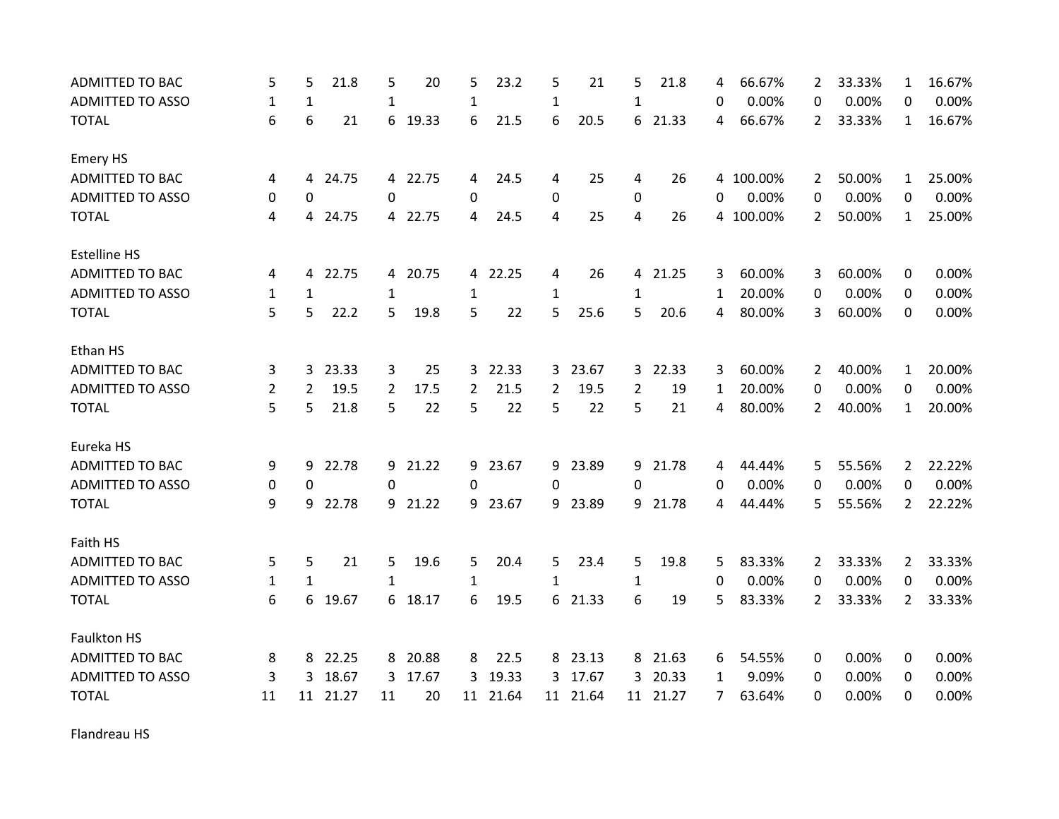| | | | | | | | | | | | | | | | | | | | |
|---|---|---|---|---|---|---|---|---|---|---|---|---|---|---|---|---|---|---|---|
| ADMITTED TO BAC | 5 | 5 | 21.8 | 5 | 20 | 5 | 23.2 | 5 | 21 | 5 | 21.8 | 4 | 66.67% | 2 | 33.33% | 1 | 16.67% |
| ADMITTED TO ASSO | 1 | 1 | | 1 | | 1 | | 1 | | 1 | | 0 | 0.00% | 0 | 0.00% | 0 | 0.00% |
| TOTAL | 6 | 6 | 21 | 6 | 19.33 | 6 | 21.5 | 6 | 20.5 | 6 | 21.33 | 4 | 66.67% | 2 | 33.33% | 1 | 16.67% |
| | | | | | | | | | | | | | | | | | |
| Emery HS | | | | | | | | | | | | | | | | | |
| ADMITTED TO BAC | 4 | 4 | 24.75 | 4 | 22.75 | 4 | 24.5 | 4 | 25 | 4 | 26 | 4 | 100.00% | 2 | 50.00% | 1 | 25.00% |
| ADMITTED TO ASSO | 0 | 0 | | 0 | | 0 | | 0 | | 0 | | 0 | 0.00% | 0 | 0.00% | 0 | 0.00% |
| TOTAL | 4 | 4 | 24.75 | 4 | 22.75 | 4 | 24.5 | 4 | 25 | 4 | 26 | 4 | 100.00% | 2 | 50.00% | 1 | 25.00% |
| | | | | | | | | | | | | | | | | | |
| Estelline HS | | | | | | | | | | | | | | | | | |
| ADMITTED TO BAC | 4 | 4 | 22.75 | 4 | 20.75 | 4 | 22.25 | 4 | 26 | 4 | 21.25 | 3 | 60.00% | 3 | 60.00% | 0 | 0.00% |
| ADMITTED TO ASSO | 1 | 1 | | 1 | | 1 | | 1 | | 1 | | 1 | 20.00% | 0 | 0.00% | 0 | 0.00% |
| TOTAL | 5 | 5 | 22.2 | 5 | 19.8 | 5 | 22 | 5 | 25.6 | 5 | 20.6 | 4 | 80.00% | 3 | 60.00% | 0 | 0.00% |
| | | | | | | | | | | | | | | | | | |
| Ethan HS | | | | | | | | | | | | | | | | | |
| ADMITTED TO BAC | 3 | 3 | 23.33 | 3 | 25 | 3 | 22.33 | 3 | 23.67 | 3 | 22.33 | 3 | 60.00% | 2 | 40.00% | 1 | 20.00% |
| ADMITTED TO ASSO | 2 | 2 | 19.5 | 2 | 17.5 | 2 | 21.5 | 2 | 19.5 | 2 | 19 | 1 | 20.00% | 0 | 0.00% | 0 | 0.00% |
| TOTAL | 5 | 5 | 21.8 | 5 | 22 | 5 | 22 | 5 | 22 | 5 | 21 | 4 | 80.00% | 2 | 40.00% | 1 | 20.00% |
| | | | | | | | | | | | | | | | | | |
| Eureka HS | | | | | | | | | | | | | | | | | |
| ADMITTED TO BAC | 9 | 9 | 22.78 | 9 | 21.22 | 9 | 23.67 | 9 | 23.89 | 9 | 21.78 | 4 | 44.44% | 5 | 55.56% | 2 | 22.22% |
| ADMITTED TO ASSO | 0 | 0 | | 0 | | 0 | | 0 | | 0 | | 0 | 0.00% | 0 | 0.00% | 0 | 0.00% |
| TOTAL | 9 | 9 | 22.78 | 9 | 21.22 | 9 | 23.67 | 9 | 23.89 | 9 | 21.78 | 4 | 44.44% | 5 | 55.56% | 2 | 22.22% |
| | | | | | | | | | | | | | | | | | |
| Faith HS | | | | | | | | | | | | | | | | | |
| ADMITTED TO BAC | 5 | 5 | 21 | 5 | 19.6 | 5 | 20.4 | 5 | 23.4 | 5 | 19.8 | 5 | 83.33% | 2 | 33.33% | 2 | 33.33% |
| ADMITTED TO ASSO | 1 | 1 | | 1 | | 1 | | 1 | | 1 | | 0 | 0.00% | 0 | 0.00% | 0 | 0.00% |
| TOTAL | 6 | 6 | 19.67 | 6 | 18.17 | 6 | 19.5 | 6 | 21.33 | 6 | 19 | 5 | 83.33% | 2 | 33.33% | 2 | 33.33% |
| | | | | | | | | | | | | | | | | | |
| Faulkton HS | | | | | | | | | | | | | | | | | |
| ADMITTED TO BAC | 8 | 8 | 22.25 | 8 | 20.88 | 8 | 22.5 | 8 | 23.13 | 8 | 21.63 | 6 | 54.55% | 0 | 0.00% | 0 | 0.00% |
| ADMITTED TO ASSO | 3 | 3 | 18.67 | 3 | 17.67 | 3 | 19.33 | 3 | 17.67 | 3 | 20.33 | 1 | 9.09% | 0 | 0.00% | 0 | 0.00% |
| TOTAL | 11 | 11 | 21.27 | 11 | 20 | 11 | 21.64 | 11 | 21.64 | 11 | 21.27 | 7 | 63.64% | 0 | 0.00% | 0 | 0.00% |
| | | | | | | | | | | | | | | | | | |
| Flandreau HS | | | | | | | | | | | | | | | | | |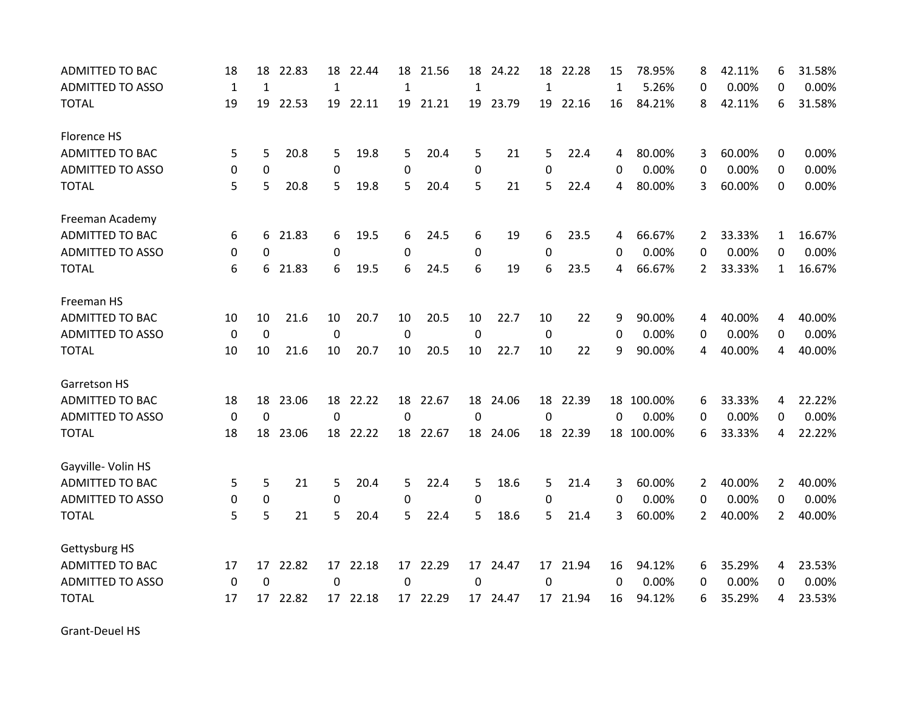| | | | | | | | | | | | | | | | | | |
|---|---|---|---|---|---|---|---|---|---|---|---|---|---|---|---|---|---|
| ADMITTED TO BAC | 18 | 18 | 22.83 | 18 | 22.44 | 18 | 21.56 | 18 | 24.22 | 18 | 22.28 | 15 | 78.95% | 8 | 42.11% | 6 | 31.58% |
| ADMITTED TO ASSO | 1 | 1 | | 1 | | 1 | | 1 | | 1 | | 1 | 5.26% | 0 | 0.00% | 0 | 0.00% |
| TOTAL | 19 | 19 | 22.53 | 19 | 22.11 | 19 | 21.21 | 19 | 23.79 | 19 | 22.16 | 16 | 84.21% | 8 | 42.11% | 6 | 31.58% |
| | | | | | | | | | | | | | | | | | |
| Florence HS | | | | | | | | | | | | | | | | | |
| ADMITTED TO BAC | 5 | 5 | 20.8 | 5 | 19.8 | 5 | 20.4 | 5 | 21 | 5 | 22.4 | 4 | 80.00% | 3 | 60.00% | 0 | 0.00% |
| ADMITTED TO ASSO | 0 | 0 | | 0 | | 0 | | 0 | | 0 | | 0 | 0.00% | 0 | 0.00% | 0 | 0.00% |
| TOTAL | 5 | 5 | 20.8 | 5 | 19.8 | 5 | 20.4 | 5 | 21 | 5 | 22.4 | 4 | 80.00% | 3 | 60.00% | 0 | 0.00% |
| | | | | | | | | | | | | | | | | | |
| Freeman Academy | | | | | | | | | | | | | | | | | |
| ADMITTED TO BAC | 6 | 6 | 21.83 | 6 | 19.5 | 6 | 24.5 | 6 | 19 | 6 | 23.5 | 4 | 66.67% | 2 | 33.33% | 1 | 16.67% |
| ADMITTED TO ASSO | 0 | 0 | | 0 | | 0 | | 0 | | 0 | | 0 | 0.00% | 0 | 0.00% | 0 | 0.00% |
| TOTAL | 6 | 6 | 21.83 | 6 | 19.5 | 6 | 24.5 | 6 | 19 | 6 | 23.5 | 4 | 66.67% | 2 | 33.33% | 1 | 16.67% |
| | | | | | | | | | | | | | | | | | |
| Freeman HS | | | | | | | | | | | | | | | | | |
| ADMITTED TO BAC | 10 | 10 | 21.6 | 10 | 20.7 | 10 | 20.5 | 10 | 22.7 | 10 | 22 | 9 | 90.00% | 4 | 40.00% | 4 | 40.00% |
| ADMITTED TO ASSO | 0 | 0 | | 0 | | 0 | | 0 | | 0 | | 0 | 0.00% | 0 | 0.00% | 0 | 0.00% |
| TOTAL | 10 | 10 | 21.6 | 10 | 20.7 | 10 | 20.5 | 10 | 22.7 | 10 | 22 | 9 | 90.00% | 4 | 40.00% | 4 | 40.00% |
| | | | | | | | | | | | | | | | | | |
| Garretson HS | | | | | | | | | | | | | | | | | |
| ADMITTED TO BAC | 18 | 18 | 23.06 | 18 | 22.22 | 18 | 22.67 | 18 | 24.06 | 18 | 22.39 | 18 | 100.00% | 6 | 33.33% | 4 | 22.22% |
| ADMITTED TO ASSO | 0 | 0 | | 0 | | 0 | | 0 | | 0 | | 0 | 0.00% | 0 | 0.00% | 0 | 0.00% |
| TOTAL | 18 | 18 | 23.06 | 18 | 22.22 | 18 | 22.67 | 18 | 24.06 | 18 | 22.39 | 18 | 100.00% | 6 | 33.33% | 4 | 22.22% |
| | | | | | | | | | | | | | | | | | |
| Gayville- Volin HS | | | | | | | | | | | | | | | | | |
| ADMITTED TO BAC | 5 | 5 | 21 | 5 | 20.4 | 5 | 22.4 | 5 | 18.6 | 5 | 21.4 | 3 | 60.00% | 2 | 40.00% | 2 | 40.00% |
| ADMITTED TO ASSO | 0 | 0 | | 0 | | 0 | | 0 | | 0 | | 0 | 0.00% | 0 | 0.00% | 0 | 0.00% |
| TOTAL | 5 | 5 | 21 | 5 | 20.4 | 5 | 22.4 | 5 | 18.6 | 5 | 21.4 | 3 | 60.00% | 2 | 40.00% | 2 | 40.00% |
| | | | | | | | | | | | | | | | | | |
| Gettysburg HS | | | | | | | | | | | | | | | | | |
| ADMITTED TO BAC | 17 | 17 | 22.82 | 17 | 22.18 | 17 | 22.29 | 17 | 24.47 | 17 | 21.94 | 16 | 94.12% | 6 | 35.29% | 4 | 23.53% |
| ADMITTED TO ASSO | 0 | 0 | | 0 | | 0 | | 0 | | 0 | | 0 | 0.00% | 0 | 0.00% | 0 | 0.00% |
| TOTAL | 17 | 17 | 22.82 | 17 | 22.18 | 17 | 22.29 | 17 | 24.47 | 17 | 21.94 | 16 | 94.12% | 6 | 35.29% | 4 | 23.53% |
| | | | | | | | | | | | | | | | | | |
| Grant-Deuel HS | | | | | | | | | | | | | | | | | |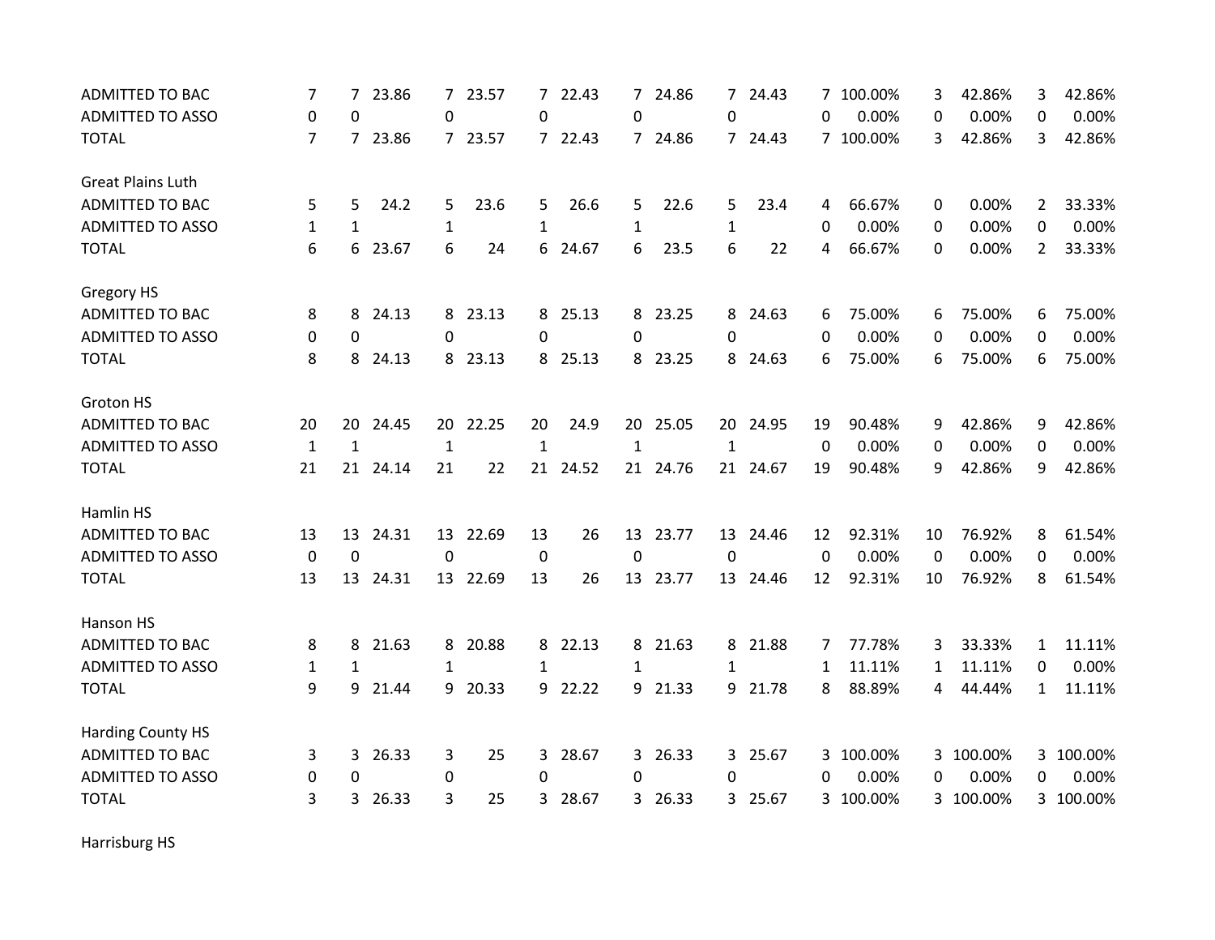| | | | | | | | | | | | | | | | | | |
|---|---|---|---|---|---|---|---|---|---|---|---|---|---|---|---|---|---|
| ADMITTED TO BAC | 7 | 7 | 23.86 | 7 | 23.57 | 7 | 22.43 | 7 | 24.86 | 7 | 24.43 | 7 | 100.00% | 3 | 42.86% | 3 | 42.86% |
| ADMITTED TO ASSO | 0 | 0 | | 0 | | 0 | | 0 | | 0 | | 0 | 0.00% | 0 | 0.00% | 0 | 0.00% |
| TOTAL | 7 | 7 | 23.86 | 7 | 23.57 | 7 | 22.43 | 7 | 24.86 | 7 | 24.43 | 7 | 100.00% | 3 | 42.86% | 3 | 42.86% |
| | | | | | | | | | | | | | | | | | |
| Great Plains Luth | | | | | | | | | | | | | | | | | |
| ADMITTED TO BAC | 5 | 5 | 24.2 | 5 | 23.6 | 5 | 26.6 | 5 | 22.6 | 5 | 23.4 | 4 | 66.67% | 0 | 0.00% | 2 | 33.33% |
| ADMITTED TO ASSO | 1 | 1 | | 1 | | 1 | | 1 | | 1 | | 0 | 0.00% | 0 | 0.00% | 0 | 0.00% |
| TOTAL | 6 | 6 | 23.67 | 6 | 24 | 6 | 24.67 | 6 | 23.5 | 6 | 22 | 4 | 66.67% | 0 | 0.00% | 2 | 33.33% |
| | | | | | | | | | | | | | | | | | |
| Gregory HS | | | | | | | | | | | | | | | | | |
| ADMITTED TO BAC | 8 | 8 | 24.13 | 8 | 23.13 | 8 | 25.13 | 8 | 23.25 | 8 | 24.63 | 6 | 75.00% | 6 | 75.00% | 6 | 75.00% |
| ADMITTED TO ASSO | 0 | 0 | | 0 | | 0 | | 0 | | 0 | | 0 | 0.00% | 0 | 0.00% | 0 | 0.00% |
| TOTAL | 8 | 8 | 24.13 | 8 | 23.13 | 8 | 25.13 | 8 | 23.25 | 8 | 24.63 | 6 | 75.00% | 6 | 75.00% | 6 | 75.00% |
| | | | | | | | | | | | | | | | | | |
| Groton HS | | | | | | | | | | | | | | | | | |
| ADMITTED TO BAC | 20 | 20 | 24.45 | 20 | 22.25 | 20 | 24.9 | 20 | 25.05 | 20 | 24.95 | 19 | 90.48% | 9 | 42.86% | 9 | 42.86% |
| ADMITTED TO ASSO | 1 | 1 | | 1 | | 1 | | 1 | | 1 | | 0 | 0.00% | 0 | 0.00% | 0 | 0.00% |
| TOTAL | 21 | 21 | 24.14 | 21 | 22 | 21 | 24.52 | 21 | 24.76 | 21 | 24.67 | 19 | 90.48% | 9 | 42.86% | 9 | 42.86% |
| | | | | | | | | | | | | | | | | | |
| Hamlin HS | | | | | | | | | | | | | | | | | |
| ADMITTED TO BAC | 13 | 13 | 24.31 | 13 | 22.69 | 13 | 26 | 13 | 23.77 | 13 | 24.46 | 12 | 92.31% | 10 | 76.92% | 8 | 61.54% |
| ADMITTED TO ASSO | 0 | 0 | | 0 | | 0 | | 0 | | 0 | | 0 | 0.00% | 0 | 0.00% | 0 | 0.00% |
| TOTAL | 13 | 13 | 24.31 | 13 | 22.69 | 13 | 26 | 13 | 23.77 | 13 | 24.46 | 12 | 92.31% | 10 | 76.92% | 8 | 61.54% |
| | | | | | | | | | | | | | | | | | |
| Hanson HS | | | | | | | | | | | | | | | | | |
| ADMITTED TO BAC | 8 | 8 | 21.63 | 8 | 20.88 | 8 | 22.13 | 8 | 21.63 | 8 | 21.88 | 7 | 77.78% | 3 | 33.33% | 1 | 11.11% |
| ADMITTED TO ASSO | 1 | 1 | | 1 | | 1 | | 1 | | 1 | | 1 | 11.11% | 1 | 11.11% | 0 | 0.00% |
| TOTAL | 9 | 9 | 21.44 | 9 | 20.33 | 9 | 22.22 | 9 | 21.33 | 9 | 21.78 | 8 | 88.89% | 4 | 44.44% | 1 | 11.11% |
| | | | | | | | | | | | | | | | | | |
| Harding County HS | | | | | | | | | | | | | | | | | |
| ADMITTED TO BAC | 3 | 3 | 26.33 | 3 | 25 | 3 | 28.67 | 3 | 26.33 | 3 | 25.67 | 3 | 100.00% | 3 | 100.00% | 3 | 100.00% |
| ADMITTED TO ASSO | 0 | 0 | | 0 | | 0 | | 0 | | 0 | | 0 | 0.00% | 0 | 0.00% | 0 | 0.00% |
| TOTAL | 3 | 3 | 26.33 | 3 | 25 | 3 | 28.67 | 3 | 26.33 | 3 | 25.67 | 3 | 100.00% | 3 | 100.00% | 3 | 100.00% |
| | | | | | | | | | | | | | | | | | |
| Harrisburg HS | | | | | | | | | | | | | | | | | |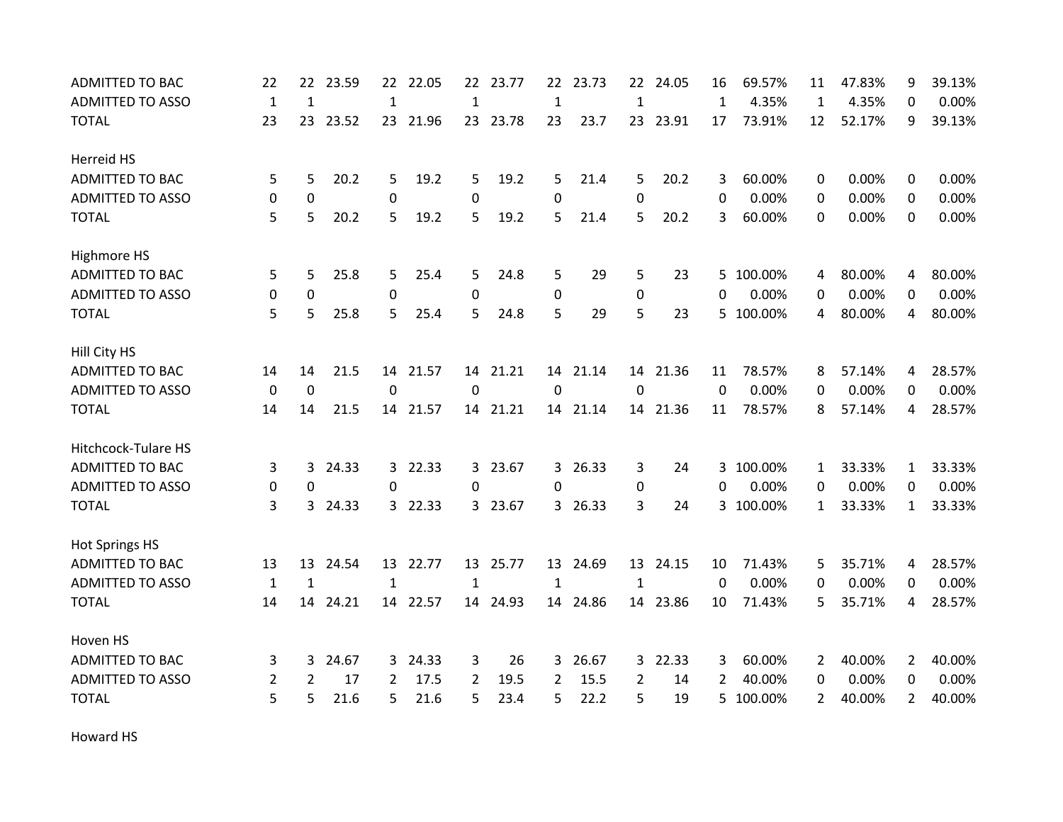| | | | | | | | | | | | | | | | | | | |
|---|---|---|---|---|---|---|---|---|---|---|---|---|---|---|---|---|---|---|
| ADMITTED TO BAC | 22 | 22 | 23.59 | 22 | 22.05 | 22 | 23.77 | 22 | 23.73 | 22 | 24.05 | 16 | 69.57% | 11 | 47.83% | 9 | 39.13% |
| ADMITTED TO ASSO | 1 | 1 | | 1 | | 1 | | 1 | | 1 | | 1 | 4.35% | 1 | 4.35% | 0 | 0.00% |
| TOTAL | 23 | 23 | 23.52 | 23 | 21.96 | 23 | 23.78 | 23 | 23.7 | 23 | 23.91 | 17 | 73.91% | 12 | 52.17% | 9 | 39.13% |
| | | | | | | | | | | | | | | | | | |
| Herreid HS | | | | | | | | | | | | | | | | | |
| ADMITTED TO BAC | 5 | 5 | 20.2 | 5 | 19.2 | 5 | 19.2 | 5 | 21.4 | 5 | 20.2 | 3 | 60.00% | 0 | 0.00% | 0 | 0.00% |
| ADMITTED TO ASSO | 0 | 0 | | 0 | | 0 | | 0 | | 0 | | 0 | 0.00% | 0 | 0.00% | 0 | 0.00% |
| TOTAL | 5 | 5 | 20.2 | 5 | 19.2 | 5 | 19.2 | 5 | 21.4 | 5 | 20.2 | 3 | 60.00% | 0 | 0.00% | 0 | 0.00% |
| | | | | | | | | | | | | | | | | | |
| Highmore HS | | | | | | | | | | | | | | | | | |
| ADMITTED TO BAC | 5 | 5 | 25.8 | 5 | 25.4 | 5 | 24.8 | 5 | 29 | 5 | 23 | 5 | 100.00% | 4 | 80.00% | 4 | 80.00% |
| ADMITTED TO ASSO | 0 | 0 | | 0 | | 0 | | 0 | | 0 | | 0 | 0.00% | 0 | 0.00% | 0 | 0.00% |
| TOTAL | 5 | 5 | 25.8 | 5 | 25.4 | 5 | 24.8 | 5 | 29 | 5 | 23 | 5 | 100.00% | 4 | 80.00% | 4 | 80.00% |
| | | | | | | | | | | | | | | | | | |
| Hill City HS | | | | | | | | | | | | | | | | | |
| ADMITTED TO BAC | 14 | 14 | 21.5 | 14 | 21.57 | 14 | 21.21 | 14 | 21.14 | 14 | 21.36 | 11 | 78.57% | 8 | 57.14% | 4 | 28.57% |
| ADMITTED TO ASSO | 0 | 0 | | 0 | | 0 | | 0 | | 0 | | 0 | 0.00% | 0 | 0.00% | 0 | 0.00% |
| TOTAL | 14 | 14 | 21.5 | 14 | 21.57 | 14 | 21.21 | 14 | 21.14 | 14 | 21.36 | 11 | 78.57% | 8 | 57.14% | 4 | 28.57% |
| | | | | | | | | | | | | | | | | | |
| Hitchcock-Tulare HS | | | | | | | | | | | | | | | | | |
| ADMITTED TO BAC | 3 | 3 | 24.33 | 3 | 22.33 | 3 | 23.67 | 3 | 26.33 | 3 | 24 | 3 | 100.00% | 1 | 33.33% | 1 | 33.33% |
| ADMITTED TO ASSO | 0 | 0 | | 0 | | 0 | | 0 | | 0 | | 0 | 0.00% | 0 | 0.00% | 0 | 0.00% |
| TOTAL | 3 | 3 | 24.33 | 3 | 22.33 | 3 | 23.67 | 3 | 26.33 | 3 | 24 | 3 | 100.00% | 1 | 33.33% | 1 | 33.33% |
| | | | | | | | | | | | | | | | | | |
| Hot Springs HS | | | | | | | | | | | | | | | | | |
| ADMITTED TO BAC | 13 | 13 | 24.54 | 13 | 22.77 | 13 | 25.77 | 13 | 24.69 | 13 | 24.15 | 10 | 71.43% | 5 | 35.71% | 4 | 28.57% |
| ADMITTED TO ASSO | 1 | 1 | | 1 | | 1 | | 1 | | 1 | | 0 | 0.00% | 0 | 0.00% | 0 | 0.00% |
| TOTAL | 14 | 14 | 24.21 | 14 | 22.57 | 14 | 24.93 | 14 | 24.86 | 14 | 23.86 | 10 | 71.43% | 5 | 35.71% | 4 | 28.57% |
| | | | | | | | | | | | | | | | | | |
| Hoven HS | | | | | | | | | | | | | | | | | |
| ADMITTED TO BAC | 3 | 3 | 24.67 | 3 | 24.33 | 3 | 26 | 3 | 26.67 | 3 | 22.33 | 3 | 60.00% | 2 | 40.00% | 2 | 40.00% |
| ADMITTED TO ASSO | 2 | 2 | 17 | 2 | 17.5 | 2 | 19.5 | 2 | 15.5 | 2 | 14 | 2 | 40.00% | 0 | 0.00% | 0 | 0.00% |
| TOTAL | 5 | 5 | 21.6 | 5 | 21.6 | 5 | 23.4 | 5 | 22.2 | 5 | 19 | 5 | 100.00% | 2 | 40.00% | 2 | 40.00% |
| | | | | | | | | | | | | | | | | | |
| Howard HS | | | | | | | | | | | | | | | | | |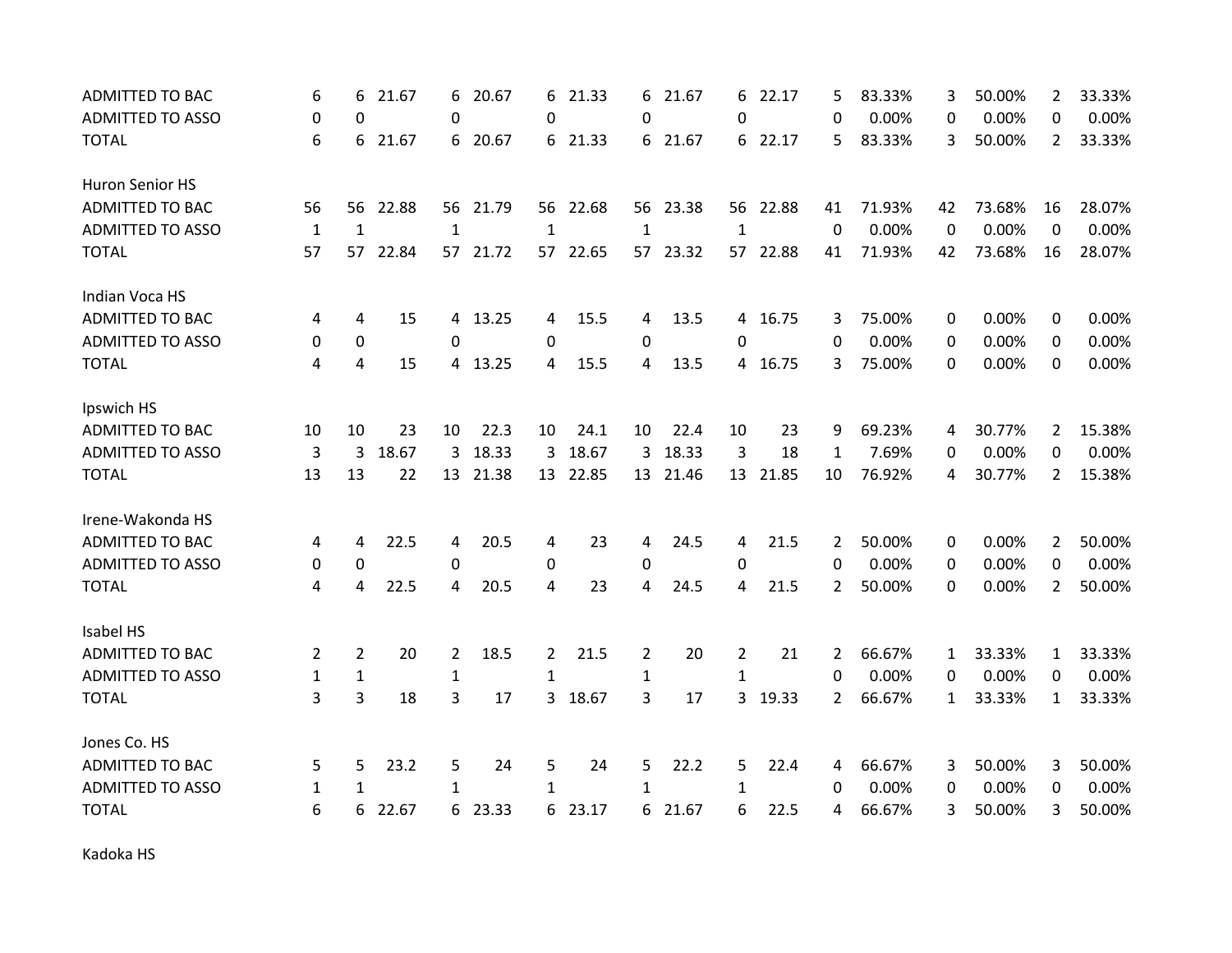| | | | | | | | | | | | | | | | | |
|---|---|---|---|---|---|---|---|---|---|---|---|---|---|---|---|---|
| ADMITTED TO BAC | 6 | 6 | 21.67 | 6 | 20.67 | 6 | 21.33 | 6 | 21.67 | 6 | 22.17 | 5 | 83.33% | 3 | 50.00% | 2 | 33.33% |
| ADMITTED TO ASSO | 0 | 0 | | 0 | | 0 | | 0 | | 0 | | 0 | 0.00% | 0 | 0.00% | 0 | 0.00% |
| TOTAL | 6 | 6 | 21.67 | 6 | 20.67 | 6 | 21.33 | 6 | 21.67 | 6 | 22.17 | 5 | 83.33% | 3 | 50.00% | 2 | 33.33% |
| | | | | | | | | | | | | | | | | | |
| Huron Senior HS | | | | | | | | | | | | | | | | | |
| ADMITTED TO BAC | 56 | 56 | 22.88 | 56 | 21.79 | 56 | 22.68 | 56 | 23.38 | 56 | 22.88 | 41 | 71.93% | 42 | 73.68% | 16 | 28.07% |
| ADMITTED TO ASSO | 1 | 1 | | 1 | | 1 | | 1 | | 1 | | 0 | 0.00% | 0 | 0.00% | 0 | 0.00% |
| TOTAL | 57 | 57 | 22.84 | 57 | 21.72 | 57 | 22.65 | 57 | 23.32 | 57 | 22.88 | 41 | 71.93% | 42 | 73.68% | 16 | 28.07% |
| | | | | | | | | | | | | | | | | | |
| Indian Voca HS | | | | | | | | | | | | | | | | | |
| ADMITTED TO BAC | 4 | 4 | 15 | 4 | 13.25 | 4 | 15.5 | 4 | 13.5 | 4 | 16.75 | 3 | 75.00% | 0 | 0.00% | 0 | 0.00% |
| ADMITTED TO ASSO | 0 | 0 | | 0 | | 0 | | 0 | | 0 | | 0 | 0.00% | 0 | 0.00% | 0 | 0.00% |
| TOTAL | 4 | 4 | 15 | 4 | 13.25 | 4 | 15.5 | 4 | 13.5 | 4 | 16.75 | 3 | 75.00% | 0 | 0.00% | 0 | 0.00% |
| | | | | | | | | | | | | | | | | | |
| Ipswich HS | | | | | | | | | | | | | | | | | |
| ADMITTED TO BAC | 10 | 10 | 23 | 10 | 22.3 | 10 | 24.1 | 10 | 22.4 | 10 | 23 | 9 | 69.23% | 4 | 30.77% | 2 | 15.38% |
| ADMITTED TO ASSO | 3 | 3 | 18.67 | 3 | 18.33 | 3 | 18.67 | 3 | 18.33 | 3 | 18 | 1 | 7.69% | 0 | 0.00% | 0 | 0.00% |
| TOTAL | 13 | 13 | 22 | 13 | 21.38 | 13 | 22.85 | 13 | 21.46 | 13 | 21.85 | 10 | 76.92% | 4 | 30.77% | 2 | 15.38% |
| | | | | | | | | | | | | | | | | | |
| Irene-Wakonda HS | | | | | | | | | | | | | | | | | |
| ADMITTED TO BAC | 4 | 4 | 22.5 | 4 | 20.5 | 4 | 23 | 4 | 24.5 | 4 | 21.5 | 2 | 50.00% | 0 | 0.00% | 2 | 50.00% |
| ADMITTED TO ASSO | 0 | 0 | | 0 | | 0 | | 0 | | 0 | | 0 | 0.00% | 0 | 0.00% | 0 | 0.00% |
| TOTAL | 4 | 4 | 22.5 | 4 | 20.5 | 4 | 23 | 4 | 24.5 | 4 | 21.5 | 2 | 50.00% | 0 | 0.00% | 2 | 50.00% |
| | | | | | | | | | | | | | | | | | |
| Isabel HS | | | | | | | | | | | | | | | | | |
| ADMITTED TO BAC | 2 | 2 | 20 | 2 | 18.5 | 2 | 21.5 | 2 | 20 | 2 | 21 | 2 | 66.67% | 1 | 33.33% | 1 | 33.33% |
| ADMITTED TO ASSO | 1 | 1 | | 1 | | 1 | | 1 | | 1 | | 0 | 0.00% | 0 | 0.00% | 0 | 0.00% |
| TOTAL | 3 | 3 | 18 | 3 | 17 | 3 | 18.67 | 3 | 17 | 3 | 19.33 | 2 | 66.67% | 1 | 33.33% | 1 | 33.33% |
| | | | | | | | | | | | | | | | | | |
| Jones Co. HS | | | | | | | | | | | | | | | | | |
| ADMITTED TO BAC | 5 | 5 | 23.2 | 5 | 24 | 5 | 24 | 5 | 22.2 | 5 | 22.4 | 4 | 66.67% | 3 | 50.00% | 3 | 50.00% |
| ADMITTED TO ASSO | 1 | 1 | | 1 | | 1 | | 1 | | 1 | | 0 | 0.00% | 0 | 0.00% | 0 | 0.00% |
| TOTAL | 6 | 6 | 22.67 | 6 | 23.33 | 6 | 23.17 | 6 | 21.67 | 6 | 22.5 | 4 | 66.67% | 3 | 50.00% | 3 | 50.00% |
| | | | | | | | | | | | | | | | | | |
| Kadoka HS | | | | | | | | | | | | | | | | | |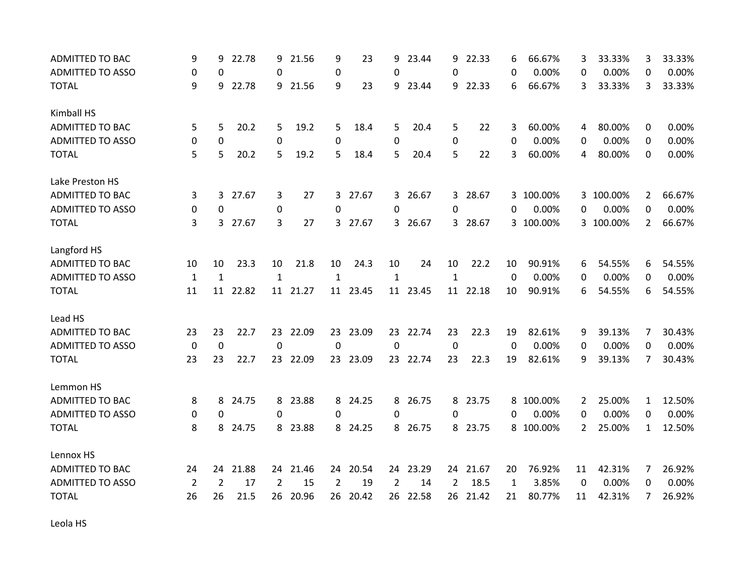| | | | | | | | | | | | | | | | | | |
|---|---|---|---|---|---|---|---|---|---|---|---|---|---|---|---|---|---|
| ADMITTED TO BAC | 9 | 9 | 22.78 | 9 | 21.56 | 9 | 23 | 9 | 23.44 | 9 | 22.33 | 6 | 66.67% | 3 | 33.33% | 3 | 33.33% |
| ADMITTED TO ASSO | 0 | 0 | | 0 | | 0 | | 0 | | 0 | | 0 | 0.00% | 0 | 0.00% | 0 | 0.00% |
| TOTAL | 9 | 9 | 22.78 | 9 | 21.56 | 9 | 23 | 9 | 23.44 | 9 | 22.33 | 6 | 66.67% | 3 | 33.33% | 3 | 33.33% |
| | | | | | | | | | | | | | | | | | |
| Kimball HS | | | | | | | | | | | | | | | | | |
| ADMITTED TO BAC | 5 | 5 | 20.2 | 5 | 19.2 | 5 | 18.4 | 5 | 20.4 | 5 | 22 | 3 | 60.00% | 4 | 80.00% | 0 | 0.00% |
| ADMITTED TO ASSO | 0 | 0 | | 0 | | 0 | | 0 | | 0 | | 0 | 0.00% | 0 | 0.00% | 0 | 0.00% |
| TOTAL | 5 | 5 | 20.2 | 5 | 19.2 | 5 | 18.4 | 5 | 20.4 | 5 | 22 | 3 | 60.00% | 4 | 80.00% | 0 | 0.00% |
| | | | | | | | | | | | | | | | | | |
| Lake Preston HS | | | | | | | | | | | | | | | | | |
| ADMITTED TO BAC | 3 | 3 | 27.67 | 3 | 27 | 3 | 27.67 | 3 | 26.67 | 3 | 28.67 | 3 | 100.00% | 3 | 100.00% | 2 | 66.67% |
| ADMITTED TO ASSO | 0 | 0 | | 0 | | 0 | | 0 | | 0 | | 0 | 0.00% | 0 | 0.00% | 0 | 0.00% |
| TOTAL | 3 | 3 | 27.67 | 3 | 27 | 3 | 27.67 | 3 | 26.67 | 3 | 28.67 | 3 | 100.00% | 3 | 100.00% | 2 | 66.67% |
| | | | | | | | | | | | | | | | | | |
| Langford HS | | | | | | | | | | | | | | | | | |
| ADMITTED TO BAC | 10 | 10 | 23.3 | 10 | 21.8 | 10 | 24.3 | 10 | 24 | 10 | 22.2 | 10 | 90.91% | 6 | 54.55% | 6 | 54.55% |
| ADMITTED TO ASSO | 1 | 1 | | 1 | | 1 | | 1 | | 1 | | 0 | 0.00% | 0 | 0.00% | 0 | 0.00% |
| TOTAL | 11 | 11 | 22.82 | 11 | 21.27 | 11 | 23.45 | 11 | 23.45 | 11 | 22.18 | 10 | 90.91% | 6 | 54.55% | 6 | 54.55% |
| | | | | | | | | | | | | | | | | | |
| Lead HS | | | | | | | | | | | | | | | | | |
| ADMITTED TO BAC | 23 | 23 | 22.7 | 23 | 22.09 | 23 | 23.09 | 23 | 22.74 | 23 | 22.3 | 19 | 82.61% | 9 | 39.13% | 7 | 30.43% |
| ADMITTED TO ASSO | 0 | 0 | | 0 | | 0 | | 0 | | 0 | | 0 | 0.00% | 0 | 0.00% | 0 | 0.00% |
| TOTAL | 23 | 23 | 22.7 | 23 | 22.09 | 23 | 23.09 | 23 | 22.74 | 23 | 22.3 | 19 | 82.61% | 9 | 39.13% | 7 | 30.43% |
| | | | | | | | | | | | | | | | | | |
| Lemmon HS | | | | | | | | | | | | | | | | | |
| ADMITTED TO BAC | 8 | 8 | 24.75 | 8 | 23.88 | 8 | 24.25 | 8 | 26.75 | 8 | 23.75 | 8 | 100.00% | 2 | 25.00% | 1 | 12.50% |
| ADMITTED TO ASSO | 0 | 0 | | 0 | | 0 | | 0 | | 0 | | 0 | 0.00% | 0 | 0.00% | 0 | 0.00% |
| TOTAL | 8 | 8 | 24.75 | 8 | 23.88 | 8 | 24.25 | 8 | 26.75 | 8 | 23.75 | 8 | 100.00% | 2 | 25.00% | 1 | 12.50% |
| | | | | | | | | | | | | | | | | | |
| Lennox HS | | | | | | | | | | | | | | | | | |
| ADMITTED TO BAC | 24 | 24 | 21.88 | 24 | 21.46 | 24 | 20.54 | 24 | 23.29 | 24 | 21.67 | 20 | 76.92% | 11 | 42.31% | 7 | 26.92% |
| ADMITTED TO ASSO | 2 | 2 | 17 | 2 | 15 | 2 | 19 | 2 | 14 | 2 | 18.5 | 1 | 3.85% | 0 | 0.00% | 0 | 0.00% |
| TOTAL | 26 | 26 | 21.5 | 26 | 20.96 | 26 | 20.42 | 26 | 22.58 | 26 | 21.42 | 21 | 80.77% | 11 | 42.31% | 7 | 26.92% |
| | | | | | | | | | | | | | | | | | |
| Leola HS | | | | | | | | | | | | | | | | | |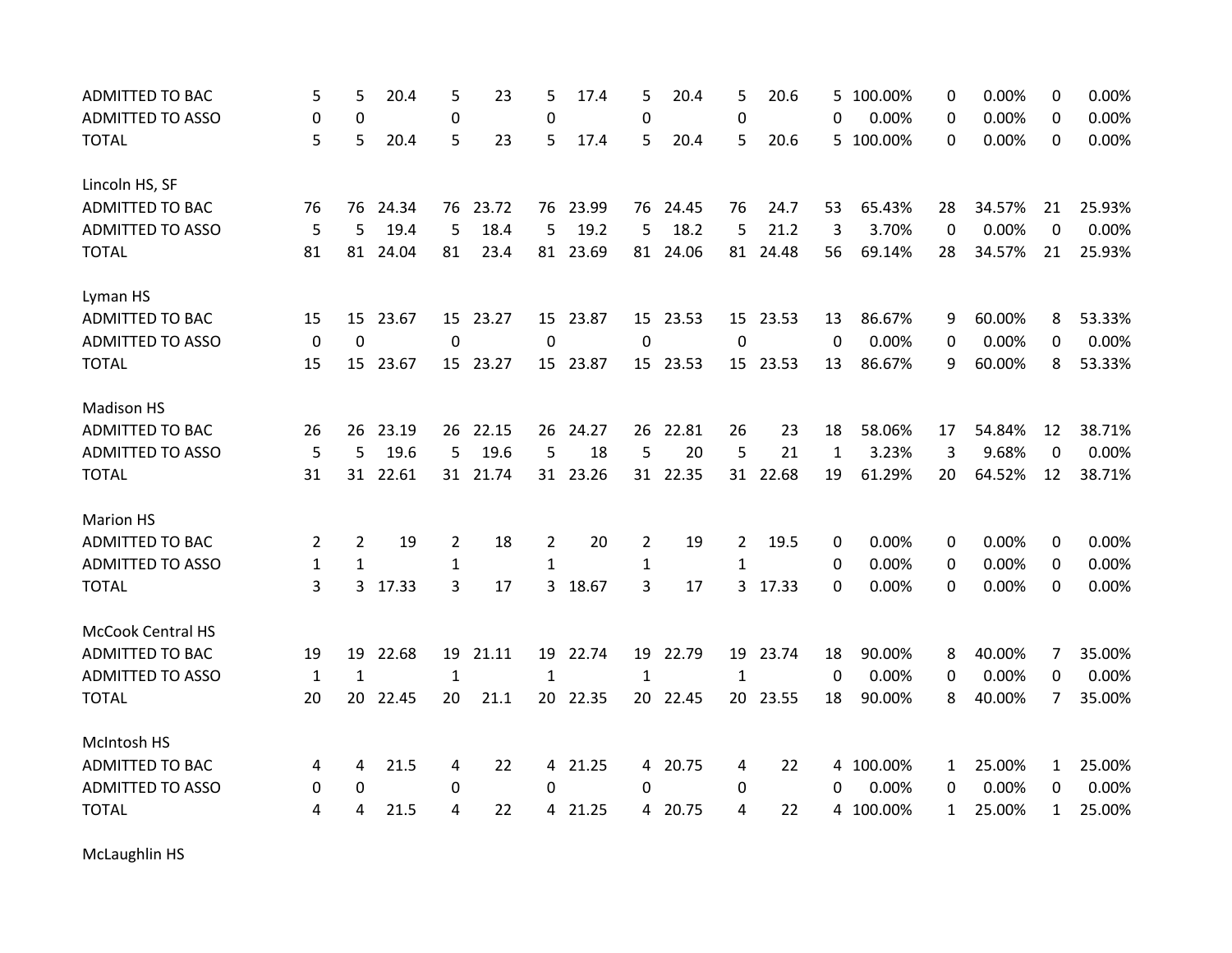| | | | | | | | | | | | | | | | | | |
|---|---|---|---|---|---|---|---|---|---|---|---|---|---|---|---|---|---|
| ADMITTED TO BAC | 5 | 5 | 20.4 | 5 | 23 | 5 | 17.4 | 5 | 20.4 | 5 | 20.6 | 5 | 100.00% | 0 | 0.00% | 0 | 0.00% |
| ADMITTED TO ASSO | 0 | 0 | | 0 | | 0 | | 0 | | 0 | | 0 | 0.00% | 0 | 0.00% | 0 | 0.00% |
| TOTAL | 5 | 5 | 20.4 | 5 | 23 | 5 | 17.4 | 5 | 20.4 | 5 | 20.6 | 5 | 100.00% | 0 | 0.00% | 0 | 0.00% |
| | | | | | | | | | | | | | | | | | |
| Lincoln HS, SF | | | | | | | | | | | | | | | | | |
| ADMITTED TO BAC | 76 | 76 | 24.34 | 76 | 23.72 | 76 | 23.99 | 76 | 24.45 | 76 | 24.7 | 53 | 65.43% | 28 | 34.57% | 21 | 25.93% |
| ADMITTED TO ASSO | 5 | 5 | 19.4 | 5 | 18.4 | 5 | 19.2 | 5 | 18.2 | 5 | 21.2 | 3 | 3.70% | 0 | 0.00% | 0 | 0.00% |
| TOTAL | 81 | 81 | 24.04 | 81 | 23.4 | 81 | 23.69 | 81 | 24.06 | 81 | 24.48 | 56 | 69.14% | 28 | 34.57% | 21 | 25.93% |
| | | | | | | | | | | | | | | | | | |
| Lyman HS | | | | | | | | | | | | | | | | | |
| ADMITTED TO BAC | 15 | 15 | 23.67 | 15 | 23.27 | 15 | 23.87 | 15 | 23.53 | 15 | 23.53 | 13 | 86.67% | 9 | 60.00% | 8 | 53.33% |
| ADMITTED TO ASSO | 0 | 0 | | 0 | | 0 | | 0 | | 0 | | 0 | 0.00% | 0 | 0.00% | 0 | 0.00% |
| TOTAL | 15 | 15 | 23.67 | 15 | 23.27 | 15 | 23.87 | 15 | 23.53 | 15 | 23.53 | 13 | 86.67% | 9 | 60.00% | 8 | 53.33% |
| | | | | | | | | | | | | | | | | | |
| Madison HS | | | | | | | | | | | | | | | | | |
| ADMITTED TO BAC | 26 | 26 | 23.19 | 26 | 22.15 | 26 | 24.27 | 26 | 22.81 | 26 | 23 | 18 | 58.06% | 17 | 54.84% | 12 | 38.71% |
| ADMITTED TO ASSO | 5 | 5 | 19.6 | 5 | 19.6 | 5 | 18 | 5 | 20 | 5 | 21 | 1 | 3.23% | 3 | 9.68% | 0 | 0.00% |
| TOTAL | 31 | 31 | 22.61 | 31 | 21.74 | 31 | 23.26 | 31 | 22.35 | 31 | 22.68 | 19 | 61.29% | 20 | 64.52% | 12 | 38.71% |
| | | | | | | | | | | | | | | | | | |
| Marion HS | | | | | | | | | | | | | | | | | |
| ADMITTED TO BAC | 2 | 2 | 19 | 2 | 18 | 2 | 20 | 2 | 19 | 2 | 19.5 | 0 | 0.00% | 0 | 0.00% | 0 | 0.00% |
| ADMITTED TO ASSO | 1 | 1 | | 1 | | 1 | | 1 | | 1 | | 0 | 0.00% | 0 | 0.00% | 0 | 0.00% |
| TOTAL | 3 | 3 | 17.33 | 3 | 17 | 3 | 18.67 | 3 | 17 | 3 | 17.33 | 0 | 0.00% | 0 | 0.00% | 0 | 0.00% |
| | | | | | | | | | | | | | | | | | |
| McCook Central HS | | | | | | | | | | | | | | | | | |
| ADMITTED TO BAC | 19 | 19 | 22.68 | 19 | 21.11 | 19 | 22.74 | 19 | 22.79 | 19 | 23.74 | 18 | 90.00% | 8 | 40.00% | 7 | 35.00% |
| ADMITTED TO ASSO | 1 | 1 | | 1 | | 1 | | 1 | | 1 | | 0 | 0.00% | 0 | 0.00% | 0 | 0.00% |
| TOTAL | 20 | 20 | 22.45 | 20 | 21.1 | 20 | 22.35 | 20 | 22.45 | 20 | 23.55 | 18 | 90.00% | 8 | 40.00% | 7 | 35.00% |
| | | | | | | | | | | | | | | | | | |
| McIntosh HS | | | | | | | | | | | | | | | | | |
| ADMITTED TO BAC | 4 | 4 | 21.5 | 4 | 22 | 4 | 21.25 | 4 | 20.75 | 4 | 22 | 4 | 100.00% | 1 | 25.00% | 1 | 25.00% |
| ADMITTED TO ASSO | 0 | 0 | | 0 | | 0 | | 0 | | 0 | | 0 | 0.00% | 0 | 0.00% | 0 | 0.00% |
| TOTAL | 4 | 4 | 21.5 | 4 | 22 | 4 | 21.25 | 4 | 20.75 | 4 | 22 | 4 | 100.00% | 1 | 25.00% | 1 | 25.00% |
| | | | | | | | | | | | | | | | | | |
| McLaughlin HS | | | | | | | | | | | | | | | | | |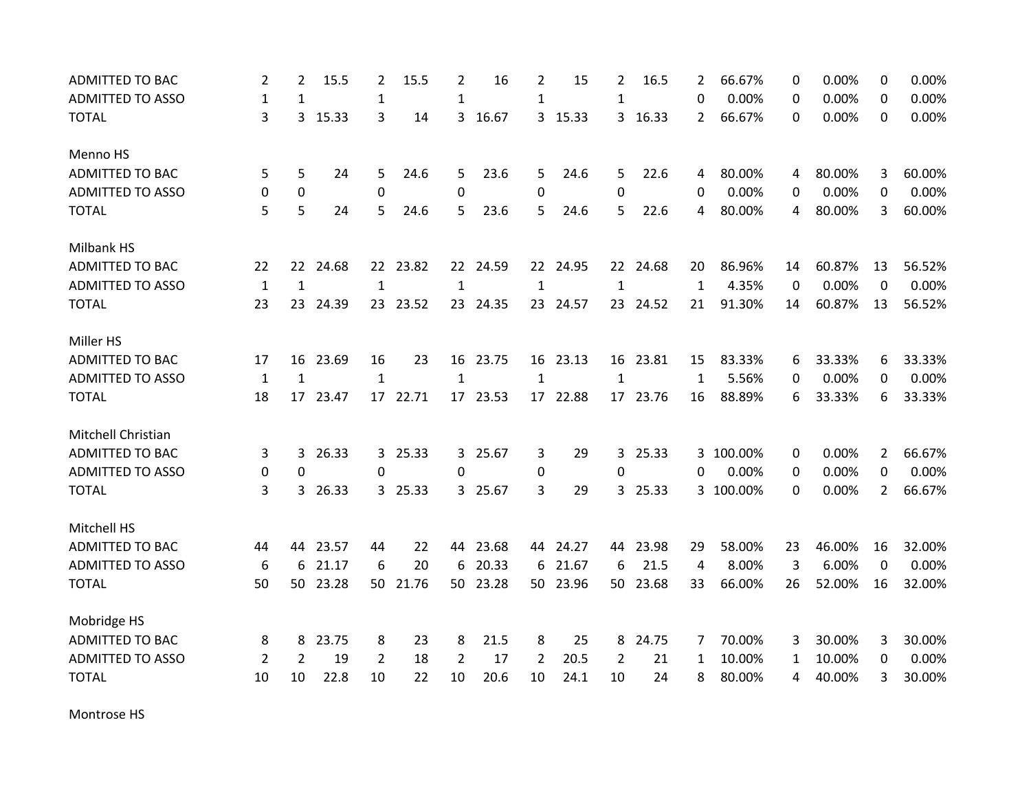| | | | | | | | | | | | | | | | | | |
|---|---|---|---|---|---|---|---|---|---|---|---|---|---|---|---|---|---|
| ADMITTED TO BAC | 2 | 2 | 15.5 | 2 | 15.5 | 2 | 16 | 2 | 15 | 2 | 16.5 | 2 | 66.67% | 0 | 0.00% | 0 | 0.00% |
| ADMITTED TO ASSO | 1 | 1 | | 1 | | 1 | | 1 | | 1 | | 0 | 0.00% | 0 | 0.00% | 0 | 0.00% |
| TOTAL | 3 | 3 | 15.33 | 3 | 14 | 3 | 16.67 | 3 | 15.33 | 3 | 16.33 | 2 | 66.67% | 0 | 0.00% | 0 | 0.00% |
| | | | | | | | | | | | | | | | | | |
| Menno HS | | | | | | | | | | | | | | | | | |
| ADMITTED TO BAC | 5 | 5 | 24 | 5 | 24.6 | 5 | 23.6 | 5 | 24.6 | 5 | 22.6 | 4 | 80.00% | 4 | 80.00% | 3 | 60.00% |
| ADMITTED TO ASSO | 0 | 0 | | 0 | | 0 | | 0 | | 0 | | 0 | 0.00% | 0 | 0.00% | 0 | 0.00% |
| TOTAL | 5 | 5 | 24 | 5 | 24.6 | 5 | 23.6 | 5 | 24.6 | 5 | 22.6 | 4 | 80.00% | 4 | 80.00% | 3 | 60.00% |
| | | | | | | | | | | | | | | | | | |
| Milbank HS | | | | | | | | | | | | | | | | | |
| ADMITTED TO BAC | 22 | 22 | 24.68 | 22 | 23.82 | 22 | 24.59 | 22 | 24.95 | 22 | 24.68 | 20 | 86.96% | 14 | 60.87% | 13 | 56.52% |
| ADMITTED TO ASSO | 1 | 1 | | 1 | | 1 | | 1 | | 1 | | 1 | 4.35% | 0 | 0.00% | 0 | 0.00% |
| TOTAL | 23 | 23 | 24.39 | 23 | 23.52 | 23 | 24.35 | 23 | 24.57 | 23 | 24.52 | 21 | 91.30% | 14 | 60.87% | 13 | 56.52% |
| | | | | | | | | | | | | | | | | | |
| Miller HS | | | | | | | | | | | | | | | | | |
| ADMITTED TO BAC | 17 | 16 | 23.69 | 16 | 23 | 16 | 23.75 | 16 | 23.13 | 16 | 23.81 | 15 | 83.33% | 6 | 33.33% | 6 | 33.33% |
| ADMITTED TO ASSO | 1 | 1 | | 1 | | 1 | | 1 | | 1 | | 1 | 5.56% | 0 | 0.00% | 0 | 0.00% |
| TOTAL | 18 | 17 | 23.47 | 17 | 22.71 | 17 | 23.53 | 17 | 22.88 | 17 | 23.76 | 16 | 88.89% | 6 | 33.33% | 6 | 33.33% |
| | | | | | | | | | | | | | | | | | |
| Mitchell Christian | | | | | | | | | | | | | | | | | |
| ADMITTED TO BAC | 3 | 3 | 26.33 | 3 | 25.33 | 3 | 25.67 | 3 | 29 | 3 | 25.33 | 3 | 100.00% | 0 | 0.00% | 2 | 66.67% |
| ADMITTED TO ASSO | 0 | 0 | | 0 | | 0 | | 0 | | 0 | | 0 | 0.00% | 0 | 0.00% | 0 | 0.00% |
| TOTAL | 3 | 3 | 26.33 | 3 | 25.33 | 3 | 25.67 | 3 | 29 | 3 | 25.33 | 3 | 100.00% | 0 | 0.00% | 2 | 66.67% |
| | | | | | | | | | | | | | | | | | |
| Mitchell HS | | | | | | | | | | | | | | | | | |
| ADMITTED TO BAC | 44 | 44 | 23.57 | 44 | 22 | 44 | 23.68 | 44 | 24.27 | 44 | 23.98 | 29 | 58.00% | 23 | 46.00% | 16 | 32.00% |
| ADMITTED TO ASSO | 6 | 6 | 21.17 | 6 | 20 | 6 | 20.33 | 6 | 21.67 | 6 | 21.5 | 4 | 8.00% | 3 | 6.00% | 0 | 0.00% |
| TOTAL | 50 | 50 | 23.28 | 50 | 21.76 | 50 | 23.28 | 50 | 23.96 | 50 | 23.68 | 33 | 66.00% | 26 | 52.00% | 16 | 32.00% |
| | | | | | | | | | | | | | | | | | |
| Mobridge HS | | | | | | | | | | | | | | | | | |
| ADMITTED TO BAC | 8 | 8 | 23.75 | 8 | 23 | 8 | 21.5 | 8 | 25 | 8 | 24.75 | 7 | 70.00% | 3 | 30.00% | 3 | 30.00% |
| ADMITTED TO ASSO | 2 | 2 | 19 | 2 | 18 | 2 | 17 | 2 | 20.5 | 2 | 21 | 1 | 10.00% | 1 | 10.00% | 0 | 0.00% |
| TOTAL | 10 | 10 | 22.8 | 10 | 22 | 10 | 20.6 | 10 | 24.1 | 10 | 24 | 8 | 80.00% | 4 | 40.00% | 3 | 30.00% |
| | | | | | | | | | | | | | | | | | |
| Montrose HS | | | | | | | | | | | | | | | | | |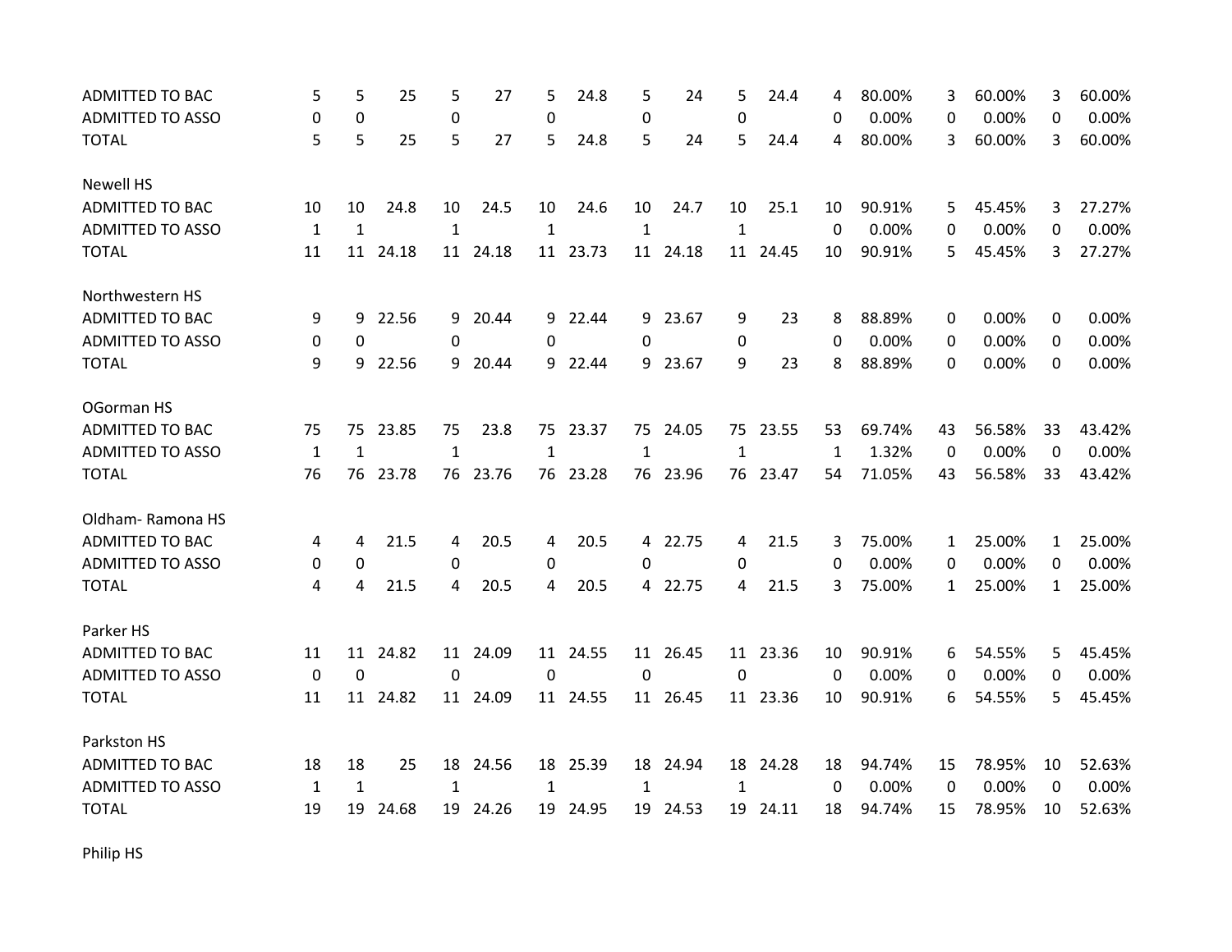| | | | | | | | | | | | | | | | | |
|---|---|---|---|---|---|---|---|---|---|---|---|---|---|---|---|---|
| ADMITTED TO BAC | 5 | 5 | 25 | 5 | 27 | 5 | 24.8 | 5 | 24 | 5 | 24.4 | 4 | 80.00% | 3 | 60.00% | 3 | 60.00% |
| ADMITTED TO ASSO | 0 | 0 | | 0 | | 0 | | 0 | | 0 | | 0 | 0.00% | 0 | 0.00% | 0 | 0.00% |
| TOTAL | 5 | 5 | 25 | 5 | 27 | 5 | 24.8 | 5 | 24 | 5 | 24.4 | 4 | 80.00% | 3 | 60.00% | 3 | 60.00% |
| | | | | | | | | | | | | | | | | | |
| Newell HS | | | | | | | | | | | | | | | | | |
| ADMITTED TO BAC | 10 | 10 | 24.8 | 10 | 24.5 | 10 | 24.6 | 10 | 24.7 | 10 | 25.1 | 10 | 90.91% | 5 | 45.45% | 3 | 27.27% |
| ADMITTED TO ASSO | 1 | 1 | | 1 | | 1 | | 1 | | 1 | | 0 | 0.00% | 0 | 0.00% | 0 | 0.00% |
| TOTAL | 11 | 11 | 24.18 | 11 | 24.18 | 11 | 23.73 | 11 | 24.18 | 11 | 24.45 | 10 | 90.91% | 5 | 45.45% | 3 | 27.27% |
| | | | | | | | | | | | | | | | | | |
| Northwestern HS | | | | | | | | | | | | | | | | | |
| ADMITTED TO BAC | 9 | 9 | 22.56 | 9 | 20.44 | 9 | 22.44 | 9 | 23.67 | 9 | 23 | 8 | 88.89% | 0 | 0.00% | 0 | 0.00% |
| ADMITTED TO ASSO | 0 | 0 | | 0 | | 0 | | 0 | | 0 | | 0 | 0.00% | 0 | 0.00% | 0 | 0.00% |
| TOTAL | 9 | 9 | 22.56 | 9 | 20.44 | 9 | 22.44 | 9 | 23.67 | 9 | 23 | 8 | 88.89% | 0 | 0.00% | 0 | 0.00% |
| | | | | | | | | | | | | | | | | | |
| OGorman HS | | | | | | | | | | | | | | | | | |
| ADMITTED TO BAC | 75 | 75 | 23.85 | 75 | 23.8 | 75 | 23.37 | 75 | 24.05 | 75 | 23.55 | 53 | 69.74% | 43 | 56.58% | 33 | 43.42% |
| ADMITTED TO ASSO | 1 | 1 | | 1 | | 1 | | 1 | | 1 | | 1 | 1.32% | 0 | 0.00% | 0 | 0.00% |
| TOTAL | 76 | 76 | 23.78 | 76 | 23.76 | 76 | 23.28 | 76 | 23.96 | 76 | 23.47 | 54 | 71.05% | 43 | 56.58% | 33 | 43.42% |
| | | | | | | | | | | | | | | | | | |
| Oldham- Ramona HS | | | | | | | | | | | | | | | | | |
| ADMITTED TO BAC | 4 | 4 | 21.5 | 4 | 20.5 | 4 | 20.5 | 4 | 22.75 | 4 | 21.5 | 3 | 75.00% | 1 | 25.00% | 1 | 25.00% |
| ADMITTED TO ASSO | 0 | 0 | | 0 | | 0 | | 0 | | 0 | | 0 | 0.00% | 0 | 0.00% | 0 | 0.00% |
| TOTAL | 4 | 4 | 21.5 | 4 | 20.5 | 4 | 20.5 | 4 | 22.75 | 4 | 21.5 | 3 | 75.00% | 1 | 25.00% | 1 | 25.00% |
| | | | | | | | | | | | | | | | | | |
| Parker HS | | | | | | | | | | | | | | | | | |
| ADMITTED TO BAC | 11 | 11 | 24.82 | 11 | 24.09 | 11 | 24.55 | 11 | 26.45 | 11 | 23.36 | 10 | 90.91% | 6 | 54.55% | 5 | 45.45% |
| ADMITTED TO ASSO | 0 | 0 | | 0 | | 0 | | 0 | | 0 | | 0 | 0.00% | 0 | 0.00% | 0 | 0.00% |
| TOTAL | 11 | 11 | 24.82 | 11 | 24.09 | 11 | 24.55 | 11 | 26.45 | 11 | 23.36 | 10 | 90.91% | 6 | 54.55% | 5 | 45.45% |
| | | | | | | | | | | | | | | | | | |
| Parkston HS | | | | | | | | | | | | | | | | | |
| ADMITTED TO BAC | 18 | 18 | 25 | 18 | 24.56 | 18 | 25.39 | 18 | 24.94 | 18 | 24.28 | 18 | 94.74% | 15 | 78.95% | 10 | 52.63% |
| ADMITTED TO ASSO | 1 | 1 | | 1 | | 1 | | 1 | | 1 | | 0 | 0.00% | 0 | 0.00% | 0 | 0.00% |
| TOTAL | 19 | 19 | 24.68 | 19 | 24.26 | 19 | 24.95 | 19 | 24.53 | 19 | 24.11 | 18 | 94.74% | 15 | 78.95% | 10 | 52.63% |
| | | | | | | | | | | | | | | | | | |
| Philip HS | | | | | | | | | | | | | | | | | |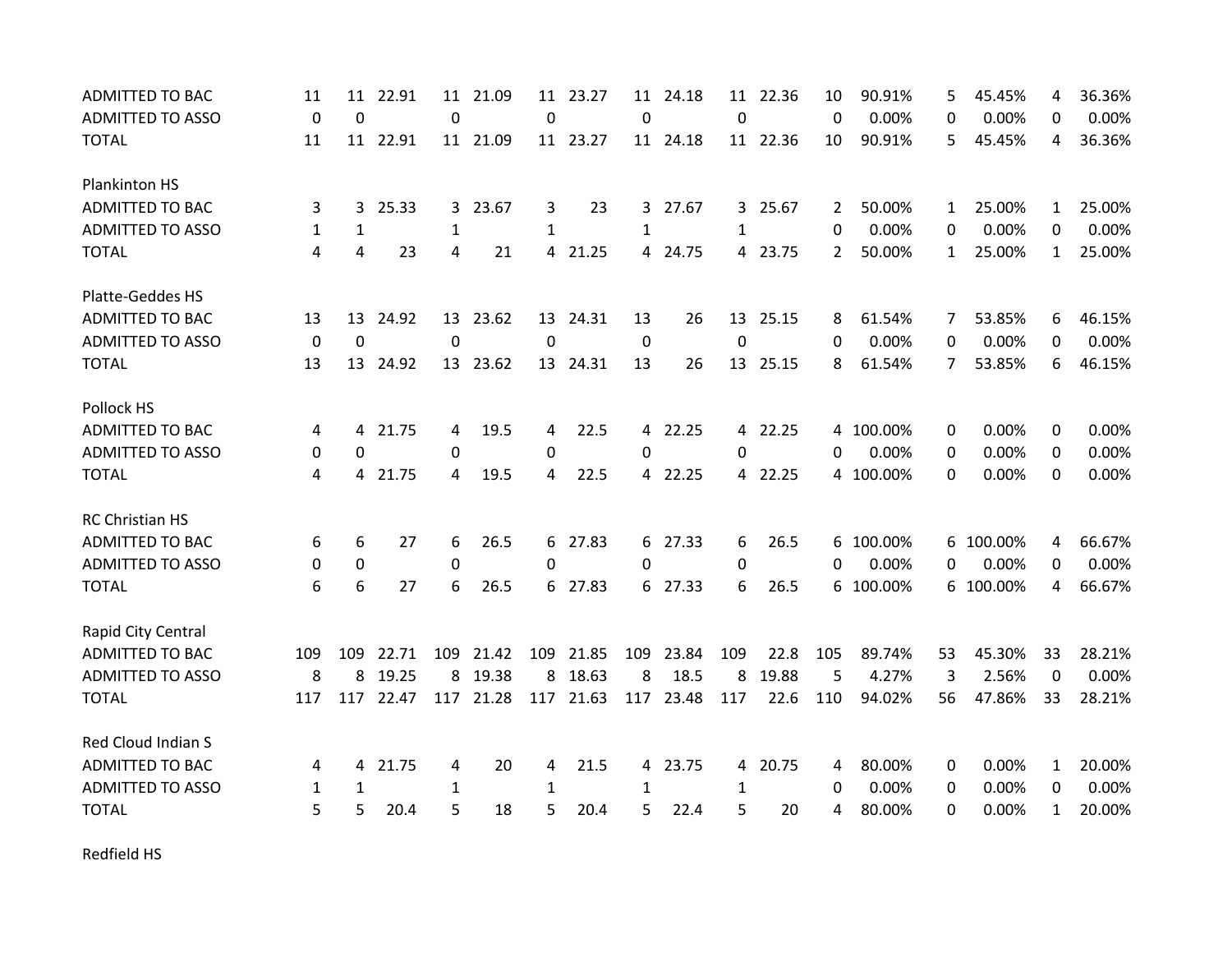| | | | | | | | | | | | | | | | | | |
|---|---|---|---|---|---|---|---|---|---|---|---|---|---|---|---|---|---|
| ADMITTED TO BAC | 11 | 11 | 22.91 | 11 | 21.09 | 11 | 23.27 | 11 | 24.18 | 11 | 22.36 | 10 | 90.91% | 5 | 45.45% | 4 | 36.36% |
| ADMITTED TO ASSO | 0 | 0 | | 0 | | 0 | | 0 | | 0 | | 0 | 0.00% | 0 | 0.00% | 0 | 0.00% |
| TOTAL | 11 | 11 | 22.91 | 11 | 21.09 | 11 | 23.27 | 11 | 24.18 | 11 | 22.36 | 10 | 90.91% | 5 | 45.45% | 4 | 36.36% |
| | | | | | | | | | | | | | | | | | |
| Plankinton HS | | | | | | | | | | | | | | | | | |
| ADMITTED TO BAC | 3 | 3 | 25.33 | 3 | 23.67 | 3 | 23 | 3 | 27.67 | 3 | 25.67 | 2 | 50.00% | 1 | 25.00% | 1 | 25.00% |
| ADMITTED TO ASSO | 1 | 1 | | 1 | | 1 | | 1 | | 1 | | 0 | 0.00% | 0 | 0.00% | 0 | 0.00% |
| TOTAL | 4 | 4 | 23 | 4 | 21 | 4 | 21.25 | 4 | 24.75 | 4 | 23.75 | 2 | 50.00% | 1 | 25.00% | 1 | 25.00% |
| | | | | | | | | | | | | | | | | | |
| Platte-Geddes HS | | | | | | | | | | | | | | | | | |
| ADMITTED TO BAC | 13 | 13 | 24.92 | 13 | 23.62 | 13 | 24.31 | 13 | 26 | 13 | 25.15 | 8 | 61.54% | 7 | 53.85% | 6 | 46.15% |
| ADMITTED TO ASSO | 0 | 0 | | 0 | | 0 | | 0 | | 0 | | 0 | 0.00% | 0 | 0.00% | 0 | 0.00% |
| TOTAL | 13 | 13 | 24.92 | 13 | 23.62 | 13 | 24.31 | 13 | 26 | 13 | 25.15 | 8 | 61.54% | 7 | 53.85% | 6 | 46.15% |
| | | | | | | | | | | | | | | | | | |
| Pollock HS | | | | | | | | | | | | | | | | | |
| ADMITTED TO BAC | 4 | 4 | 21.75 | 4 | 19.5 | 4 | 22.5 | 4 | 22.25 | 4 | 22.25 | 4 | 100.00% | 0 | 0.00% | 0 | 0.00% |
| ADMITTED TO ASSO | 0 | 0 | | 0 | | 0 | | 0 | | 0 | | 0 | 0.00% | 0 | 0.00% | 0 | 0.00% |
| TOTAL | 4 | 4 | 21.75 | 4 | 19.5 | 4 | 22.5 | 4 | 22.25 | 4 | 22.25 | 4 | 100.00% | 0 | 0.00% | 0 | 0.00% |
| | | | | | | | | | | | | | | | | | |
| RC Christian HS | | | | | | | | | | | | | | | | | |
| ADMITTED TO BAC | 6 | 6 | 27 | 6 | 26.5 | 6 | 27.83 | 6 | 27.33 | 6 | 26.5 | 6 | 100.00% | 6 | 100.00% | 4 | 66.67% |
| ADMITTED TO ASSO | 0 | 0 | | 0 | | 0 | | 0 | | 0 | | 0 | 0.00% | 0 | 0.00% | 0 | 0.00% |
| TOTAL | 6 | 6 | 27 | 6 | 26.5 | 6 | 27.83 | 6 | 27.33 | 6 | 26.5 | 6 | 100.00% | 6 | 100.00% | 4 | 66.67% |
| | | | | | | | | | | | | | | | | | |
| Rapid City Central | | | | | | | | | | | | | | | | | |
| ADMITTED TO BAC | 109 | 109 | 22.71 | 109 | 21.42 | 109 | 21.85 | 109 | 23.84 | 109 | 22.8 | 105 | 89.74% | 53 | 45.30% | 33 | 28.21% |
| ADMITTED TO ASSO | 8 | 8 | 19.25 | 8 | 19.38 | 8 | 18.63 | 8 | 18.5 | 8 | 19.88 | 5 | 4.27% | 3 | 2.56% | 0 | 0.00% |
| TOTAL | 117 | 117 | 22.47 | 117 | 21.28 | 117 | 21.63 | 117 | 23.48 | 117 | 22.6 | 110 | 94.02% | 56 | 47.86% | 33 | 28.21% |
| | | | | | | | | | | | | | | | | | |
| Red Cloud Indian S | | | | | | | | | | | | | | | | | |
| ADMITTED TO BAC | 4 | 4 | 21.75 | 4 | 20 | 4 | 21.5 | 4 | 23.75 | 4 | 20.75 | 4 | 80.00% | 0 | 0.00% | 1 | 20.00% |
| ADMITTED TO ASSO | 1 | 1 | | 1 | | 1 | | 1 | | 1 | | 0 | 0.00% | 0 | 0.00% | 0 | 0.00% |
| TOTAL | 5 | 5 | 20.4 | 5 | 18 | 5 | 20.4 | 5 | 22.4 | 5 | 20 | 4 | 80.00% | 0 | 0.00% | 1 | 20.00% |
| | | | | | | | | | | | | | | | | | |
| Redfield HS | | | | | | | | | | | | | | | | | |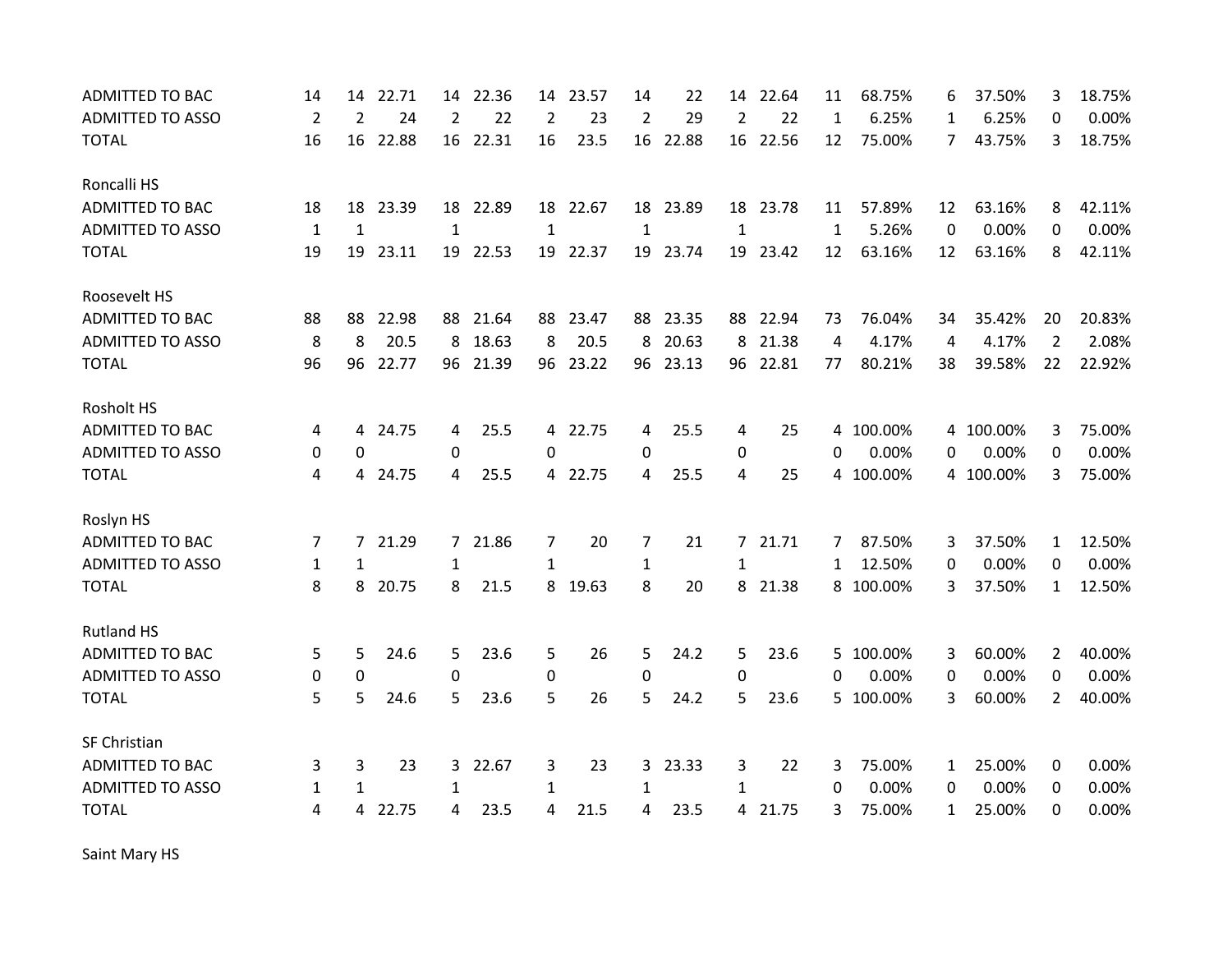| | | | | | | | | | | | | | | | | |
|---|---|---|---|---|---|---|---|---|---|---|---|---|---|---|---|---|
| ADMITTED TO BAC | 14 | 14 | 22.71 | 14 | 22.36 | 14 | 23.57 | 14 | 22 | 14 | 22.64 | 11 | 68.75% | 6 | 37.50% | 3 | 18.75% |
| ADMITTED TO ASSO | 2 | 2 | 24 | 2 | 22 | 2 | 23 | 2 | 29 | 2 | 22 | 1 | 6.25% | 1 | 6.25% | 0 | 0.00% |
| TOTAL | 16 | 16 | 22.88 | 16 | 22.31 | 16 | 23.5 | 16 | 22.88 | 16 | 22.56 | 12 | 75.00% | 7 | 43.75% | 3 | 18.75% |
| | | | | | | | | | | | | | | | | | |
| Roncalli HS | | | | | | | | | | | | | | | | | |
| ADMITTED TO BAC | 18 | 18 | 23.39 | 18 | 22.89 | 18 | 22.67 | 18 | 23.89 | 18 | 23.78 | 11 | 57.89% | 12 | 63.16% | 8 | 42.11% |
| ADMITTED TO ASSO | 1 | 1 | | 1 | | 1 | | 1 | | 1 | | 1 | 5.26% | 0 | 0.00% | 0 | 0.00% |
| TOTAL | 19 | 19 | 23.11 | 19 | 22.53 | 19 | 22.37 | 19 | 23.74 | 19 | 23.42 | 12 | 63.16% | 12 | 63.16% | 8 | 42.11% |
| | | | | | | | | | | | | | | | | | |
| Roosevelt HS | | | | | | | | | | | | | | | | | |
| ADMITTED TO BAC | 88 | 88 | 22.98 | 88 | 21.64 | 88 | 23.47 | 88 | 23.35 | 88 | 22.94 | 73 | 76.04% | 34 | 35.42% | 20 | 20.83% |
| ADMITTED TO ASSO | 8 | 8 | 20.5 | 8 | 18.63 | 8 | 20.5 | 8 | 20.63 | 8 | 21.38 | 4 | 4.17% | 4 | 4.17% | 2 | 2.08% |
| TOTAL | 96 | 96 | 22.77 | 96 | 21.39 | 96 | 23.22 | 96 | 23.13 | 96 | 22.81 | 77 | 80.21% | 38 | 39.58% | 22 | 22.92% |
| | | | | | | | | | | | | | | | | | |
| Rosholt HS | | | | | | | | | | | | | | | | | |
| ADMITTED TO BAC | 4 | 4 | 24.75 | 4 | 25.5 | 4 | 22.75 | 4 | 25.5 | 4 | 25 | 4 | 100.00% | 4 | 100.00% | 3 | 75.00% |
| ADMITTED TO ASSO | 0 | 0 | | 0 | | 0 | | 0 | | 0 | | 0 | 0.00% | 0 | 0.00% | 0 | 0.00% |
| TOTAL | 4 | 4 | 24.75 | 4 | 25.5 | 4 | 22.75 | 4 | 25.5 | 4 | 25 | 4 | 100.00% | 4 | 100.00% | 3 | 75.00% |
| | | | | | | | | | | | | | | | | | |
| Roslyn HS | | | | | | | | | | | | | | | | | |
| ADMITTED TO BAC | 7 | 7 | 21.29 | 7 | 21.86 | 7 | 20 | 7 | 21 | 7 | 21.71 | 7 | 87.50% | 3 | 37.50% | 1 | 12.50% |
| ADMITTED TO ASSO | 1 | 1 | | 1 | | 1 | | 1 | | 1 | | 1 | 12.50% | 0 | 0.00% | 0 | 0.00% |
| TOTAL | 8 | 8 | 20.75 | 8 | 21.5 | 8 | 19.63 | 8 | 20 | 8 | 21.38 | 8 | 100.00% | 3 | 37.50% | 1 | 12.50% |
| | | | | | | | | | | | | | | | | | |
| Rutland HS | | | | | | | | | | | | | | | | | |
| ADMITTED TO BAC | 5 | 5 | 24.6 | 5 | 23.6 | 5 | 26 | 5 | 24.2 | 5 | 23.6 | 5 | 100.00% | 3 | 60.00% | 2 | 40.00% |
| ADMITTED TO ASSO | 0 | 0 | | 0 | | 0 | | 0 | | 0 | | 0 | 0.00% | 0 | 0.00% | 0 | 0.00% |
| TOTAL | 5 | 5 | 24.6 | 5 | 23.6 | 5 | 26 | 5 | 24.2 | 5 | 23.6 | 5 | 100.00% | 3 | 60.00% | 2 | 40.00% |
| | | | | | | | | | | | | | | | | | |
| SF Christian | | | | | | | | | | | | | | | | | |
| ADMITTED TO BAC | 3 | 3 | 23 | 3 | 22.67 | 3 | 23 | 3 | 23.33 | 3 | 22 | 3 | 75.00% | 1 | 25.00% | 0 | 0.00% |
| ADMITTED TO ASSO | 1 | 1 | | 1 | | 1 | | 1 | | 1 | | 0 | 0.00% | 0 | 0.00% | 0 | 0.00% |
| TOTAL | 4 | 4 | 22.75 | 4 | 23.5 | 4 | 21.5 | 4 | 23.5 | 4 | 21.75 | 3 | 75.00% | 1 | 25.00% | 0 | 0.00% |
| | | | | | | | | | | | | | | | | | |
| Saint Mary HS | | | | | | | | | | | | | | | | | |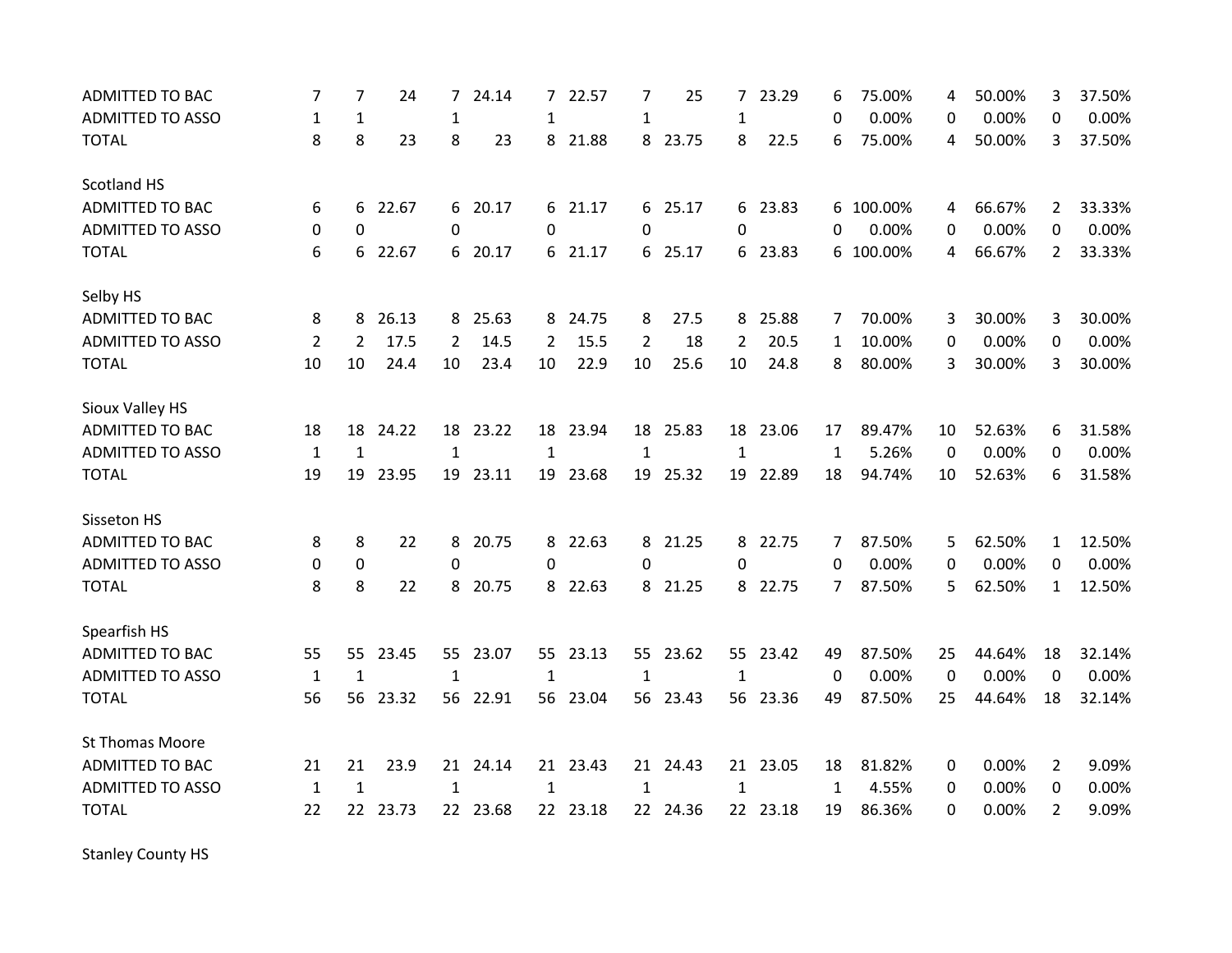| | | | | | | | | | | | | | | | | | | |
|---|---|---|---|---|---|---|---|---|---|---|---|---|---|---|---|---|---|---|
| ADMITTED TO BAC | 7 | 7 | 24 | 7 | 24.14 | 7 | 22.57 | 7 | 25 | 7 | 23.29 | 6 | 75.00% | 4 | 50.00% | 3 | 37.50% |
| ADMITTED TO ASSO | 1 | 1 | | 1 | | 1 | | 1 | | 1 | | 0 | 0.00% | 0 | 0.00% | 0 | 0.00% |
| TOTAL | 8 | 8 | 23 | 8 | 23 | 8 | 21.88 | 8 | 23.75 | 8 | 22.5 | 6 | 75.00% | 4 | 50.00% | 3 | 37.50% |
| | | | | | | | | | | | | | | | | | |
| Scotland HS | | | | | | | | | | | | | | | | | |
| ADMITTED TO BAC | 6 | 6 | 22.67 | 6 | 20.17 | 6 | 21.17 | 6 | 25.17 | 6 | 23.83 | 6 | 100.00% | 4 | 66.67% | 2 | 33.33% |
| ADMITTED TO ASSO | 0 | 0 | | 0 | | 0 | | 0 | | 0 | | 0 | 0.00% | 0 | 0.00% | 0 | 0.00% |
| TOTAL | 6 | 6 | 22.67 | 6 | 20.17 | 6 | 21.17 | 6 | 25.17 | 6 | 23.83 | 6 | 100.00% | 4 | 66.67% | 2 | 33.33% |
| | | | | | | | | | | | | | | | | | |
| Selby HS | | | | | | | | | | | | | | | | | |
| ADMITTED TO BAC | 8 | 8 | 26.13 | 8 | 25.63 | 8 | 24.75 | 8 | 27.5 | 8 | 25.88 | 7 | 70.00% | 3 | 30.00% | 3 | 30.00% |
| ADMITTED TO ASSO | 2 | 2 | 17.5 | 2 | 14.5 | 2 | 15.5 | 2 | 18 | 2 | 20.5 | 1 | 10.00% | 0 | 0.00% | 0 | 0.00% |
| TOTAL | 10 | 10 | 24.4 | 10 | 23.4 | 10 | 22.9 | 10 | 25.6 | 10 | 24.8 | 8 | 80.00% | 3 | 30.00% | 3 | 30.00% |
| | | | | | | | | | | | | | | | | | |
| Sioux Valley HS | | | | | | | | | | | | | | | | | |
| ADMITTED TO BAC | 18 | 18 | 24.22 | 18 | 23.22 | 18 | 23.94 | 18 | 25.83 | 18 | 23.06 | 17 | 89.47% | 10 | 52.63% | 6 | 31.58% |
| ADMITTED TO ASSO | 1 | 1 | | 1 | | 1 | | 1 | | 1 | | 1 | 5.26% | 0 | 0.00% | 0 | 0.00% |
| TOTAL | 19 | 19 | 23.95 | 19 | 23.11 | 19 | 23.68 | 19 | 25.32 | 19 | 22.89 | 18 | 94.74% | 10 | 52.63% | 6 | 31.58% |
| | | | | | | | | | | | | | | | | | |
| Sisseton HS | | | | | | | | | | | | | | | | | |
| ADMITTED TO BAC | 8 | 8 | 22 | 8 | 20.75 | 8 | 22.63 | 8 | 21.25 | 8 | 22.75 | 7 | 87.50% | 5 | 62.50% | 1 | 12.50% |
| ADMITTED TO ASSO | 0 | 0 | | 0 | | 0 | | 0 | | 0 | | 0 | 0.00% | 0 | 0.00% | 0 | 0.00% |
| TOTAL | 8 | 8 | 22 | 8 | 20.75 | 8 | 22.63 | 8 | 21.25 | 8 | 22.75 | 7 | 87.50% | 5 | 62.50% | 1 | 12.50% |
| | | | | | | | | | | | | | | | | | |
| Spearfish HS | | | | | | | | | | | | | | | | | |
| ADMITTED TO BAC | 55 | 55 | 23.45 | 55 | 23.07 | 55 | 23.13 | 55 | 23.62 | 55 | 23.42 | 49 | 87.50% | 25 | 44.64% | 18 | 32.14% |
| ADMITTED TO ASSO | 1 | 1 | | 1 | | 1 | | 1 | | 1 | | 0 | 0.00% | 0 | 0.00% | 0 | 0.00% |
| TOTAL | 56 | 56 | 23.32 | 56 | 22.91 | 56 | 23.04 | 56 | 23.43 | 56 | 23.36 | 49 | 87.50% | 25 | 44.64% | 18 | 32.14% |
| | | | | | | | | | | | | | | | | | |
| St Thomas Moore | | | | | | | | | | | | | | | | | |
| ADMITTED TO BAC | 21 | 21 | 23.9 | 21 | 24.14 | 21 | 23.43 | 21 | 24.43 | 21 | 23.05 | 18 | 81.82% | 0 | 0.00% | 2 | 9.09% |
| ADMITTED TO ASSO | 1 | 1 | | 1 | | 1 | | 1 | | 1 | | 1 | 4.55% | 0 | 0.00% | 0 | 0.00% |
| TOTAL | 22 | 22 | 23.73 | 22 | 23.68 | 22 | 23.18 | 22 | 24.36 | 22 | 23.18 | 19 | 86.36% | 0 | 0.00% | 2 | 9.09% |
| | | | | | | | | | | | | | | | | | |
| Stanley County HS | | | | | | | | | | | | | | | | | |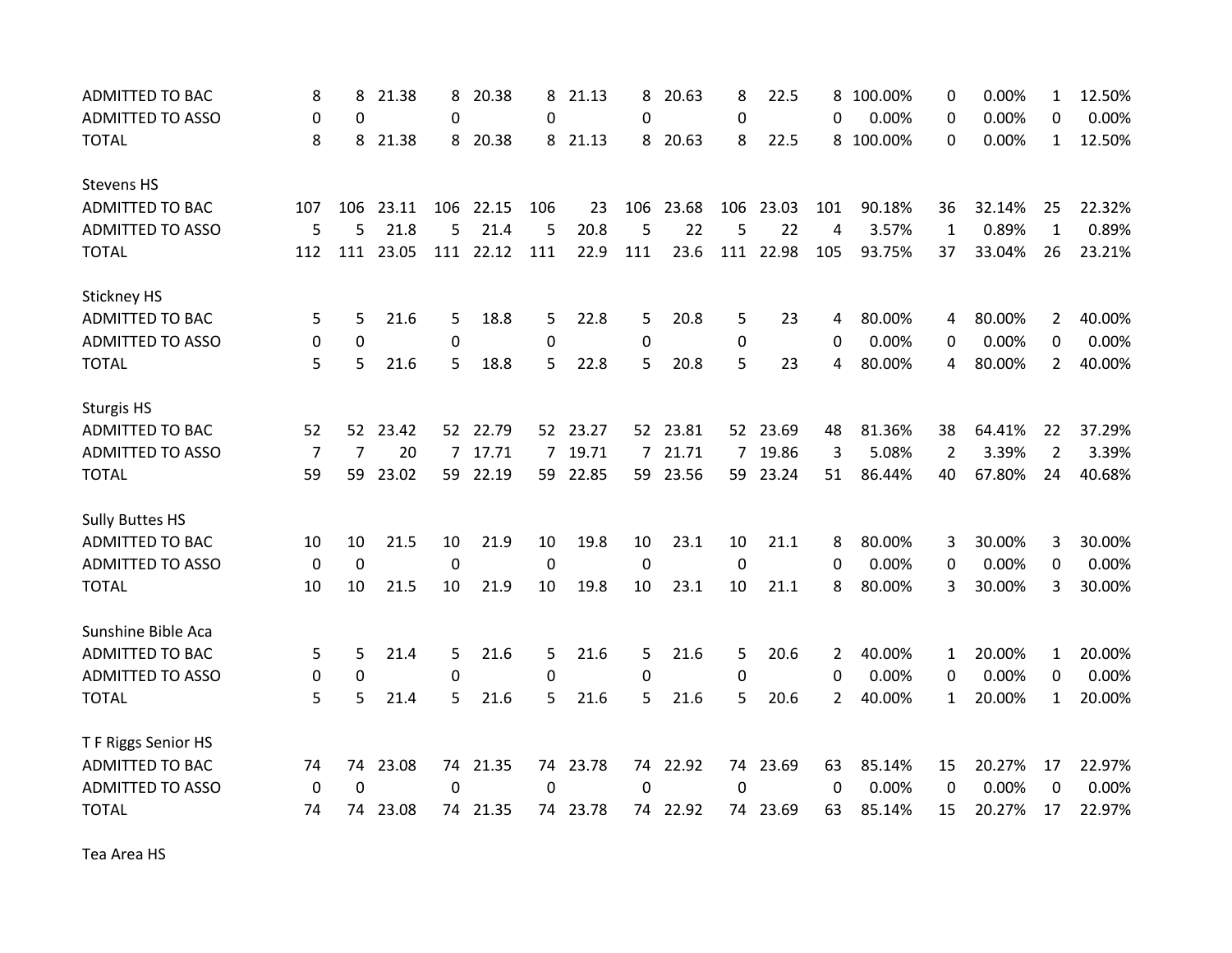| | | | | | | | | | | | | | | | | | |
|---|---|---|---|---|---|---|---|---|---|---|---|---|---|---|---|---|---|
| ADMITTED TO BAC | 8 | 8 | 21.38 | 8 | 20.38 | 8 | 21.13 | 8 | 20.63 | 8 | 22.5 | 8 | 100.00% | 0 | 0.00% | 1 | 12.50% |
| ADMITTED TO ASSO | 0 | 0 | | 0 | | 0 | | 0 | | 0 | | 0 | 0.00% | 0 | 0.00% | 0 | 0.00% |
| TOTAL | 8 | 8 | 21.38 | 8 | 20.38 | 8 | 21.13 | 8 | 20.63 | 8 | 22.5 | 8 | 100.00% | 0 | 0.00% | 1 | 12.50% |
| | | | | | | | | | | | | | | | | | |
| Stevens HS | | | | | | | | | | | | | | | | | |
| ADMITTED TO BAC | 107 | 106 | 23.11 | 106 | 22.15 | 106 | 23 | 106 | 23.68 | 106 | 23.03 | 101 | 90.18% | 36 | 32.14% | 25 | 22.32% |
| ADMITTED TO ASSO | 5 | 5 | 21.8 | 5 | 21.4 | 5 | 20.8 | 5 | 22 | 5 | 22 | 4 | 3.57% | 1 | 0.89% | 1 | 0.89% |
| TOTAL | 112 | 111 | 23.05 | 111 | 22.12 | 111 | 22.9 | 111 | 23.6 | 111 | 22.98 | 105 | 93.75% | 37 | 33.04% | 26 | 23.21% |
| | | | | | | | | | | | | | | | | | |
| Stickney HS | | | | | | | | | | | | | | | | | |
| ADMITTED TO BAC | 5 | 5 | 21.6 | 5 | 18.8 | 5 | 22.8 | 5 | 20.8 | 5 | 23 | 4 | 80.00% | 4 | 80.00% | 2 | 40.00% |
| ADMITTED TO ASSO | 0 | 0 | | 0 | | 0 | | 0 | | 0 | | 0 | 0.00% | 0 | 0.00% | 0 | 0.00% |
| TOTAL | 5 | 5 | 21.6 | 5 | 18.8 | 5 | 22.8 | 5 | 20.8 | 5 | 23 | 4 | 80.00% | 4 | 80.00% | 2 | 40.00% |
| | | | | | | | | | | | | | | | | | |
| Sturgis HS | | | | | | | | | | | | | | | | | |
| ADMITTED TO BAC | 52 | 52 | 23.42 | 52 | 22.79 | 52 | 23.27 | 52 | 23.81 | 52 | 23.69 | 48 | 81.36% | 38 | 64.41% | 22 | 37.29% |
| ADMITTED TO ASSO | 7 | 7 | 20 | 7 | 17.71 | 7 | 19.71 | 7 | 21.71 | 7 | 19.86 | 3 | 5.08% | 2 | 3.39% | 2 | 3.39% |
| TOTAL | 59 | 59 | 23.02 | 59 | 22.19 | 59 | 22.85 | 59 | 23.56 | 59 | 23.24 | 51 | 86.44% | 40 | 67.80% | 24 | 40.68% |
| | | | | | | | | | | | | | | | | | |
| Sully Buttes HS | | | | | | | | | | | | | | | | | |
| ADMITTED TO BAC | 10 | 10 | 21.5 | 10 | 21.9 | 10 | 19.8 | 10 | 23.1 | 10 | 21.1 | 8 | 80.00% | 3 | 30.00% | 3 | 30.00% |
| ADMITTED TO ASSO | 0 | 0 | | 0 | | 0 | | 0 | | 0 | | 0 | 0.00% | 0 | 0.00% | 0 | 0.00% |
| TOTAL | 10 | 10 | 21.5 | 10 | 21.9 | 10 | 19.8 | 10 | 23.1 | 10 | 21.1 | 8 | 80.00% | 3 | 30.00% | 3 | 30.00% |
| | | | | | | | | | | | | | | | | | |
| Sunshine Bible Aca | | | | | | | | | | | | | | | | | |
| ADMITTED TO BAC | 5 | 5 | 21.4 | 5 | 21.6 | 5 | 21.6 | 5 | 21.6 | 5 | 20.6 | 2 | 40.00% | 1 | 20.00% | 1 | 20.00% |
| ADMITTED TO ASSO | 0 | 0 | | 0 | | 0 | | 0 | | 0 | | 0 | 0.00% | 0 | 0.00% | 0 | 0.00% |
| TOTAL | 5 | 5 | 21.4 | 5 | 21.6 | 5 | 21.6 | 5 | 21.6 | 5 | 20.6 | 2 | 40.00% | 1 | 20.00% | 1 | 20.00% |
| | | | | | | | | | | | | | | | | | |
| T F Riggs Senior HS | | | | | | | | | | | | | | | | | |
| ADMITTED TO BAC | 74 | 74 | 23.08 | 74 | 21.35 | 74 | 23.78 | 74 | 22.92 | 74 | 23.69 | 63 | 85.14% | 15 | 20.27% | 17 | 22.97% |
| ADMITTED TO ASSO | 0 | 0 | | 0 | | 0 | | 0 | | 0 | | 0 | 0.00% | 0 | 0.00% | 0 | 0.00% |
| TOTAL | 74 | 74 | 23.08 | 74 | 21.35 | 74 | 23.78 | 74 | 22.92 | 74 | 23.69 | 63 | 85.14% | 15 | 20.27% | 17 | 22.97% |
| | | | | | | | | | | | | | | | | | |
| Tea Area HS | | | | | | | | | | | | | | | | | |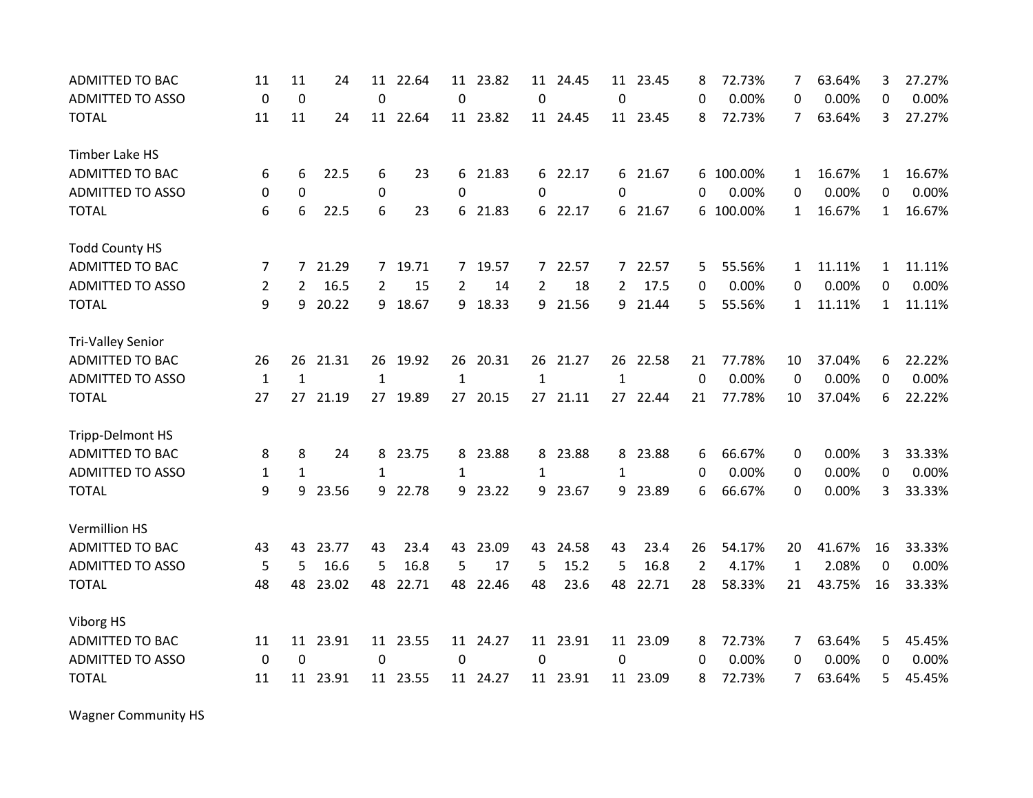| | | | | | | | | | | | | | | | |
|---|---|---|---|---|---|---|---|---|---|---|---|---|---|---|---|
| ADMITTED TO BAC | 11 | 11 | 24 | 11 | 22.64 | 11 | 23.82 | 11 | 24.45 | 11 | 23.45 | 8 | 72.73% | 7 | 63.64% | 3 | 27.27% |
| ADMITTED TO ASSO | 0 | 0 | | 0 | | 0 | | 0 | | 0 | | 0 | 0.00% | 0 | 0.00% | 0 | 0.00% |
| TOTAL | 11 | 11 | 24 | 11 | 22.64 | 11 | 23.82 | 11 | 24.45 | 11 | 23.45 | 8 | 72.73% | 7 | 63.64% | 3 | 27.27% |
| | | | | | | | | | | | | | | | | | |
| Timber Lake HS | | | | | | | | | | | | | | | | | |
| ADMITTED TO BAC | 6 | 6 | 22.5 | 6 | 23 | 6 | 21.83 | 6 | 22.17 | 6 | 21.67 | 6 | 100.00% | 1 | 16.67% | 1 | 16.67% |
| ADMITTED TO ASSO | 0 | 0 | | 0 | | 0 | | 0 | | 0 | | 0 | 0.00% | 0 | 0.00% | 0 | 0.00% |
| TOTAL | 6 | 6 | 22.5 | 6 | 23 | 6 | 21.83 | 6 | 22.17 | 6 | 21.67 | 6 | 100.00% | 1 | 16.67% | 1 | 16.67% |
| | | | | | | | | | | | | | | | | | |
| Todd County HS | | | | | | | | | | | | | | | | | |
| ADMITTED TO BAC | 7 | 7 | 21.29 | 7 | 19.71 | 7 | 19.57 | 7 | 22.57 | 7 | 22.57 | 5 | 55.56% | 1 | 11.11% | 1 | 11.11% |
| ADMITTED TO ASSO | 2 | 2 | 16.5 | 2 | 15 | 2 | 14 | 2 | 18 | 2 | 17.5 | 0 | 0.00% | 0 | 0.00% | 0 | 0.00% |
| TOTAL | 9 | 9 | 20.22 | 9 | 18.67 | 9 | 18.33 | 9 | 21.56 | 9 | 21.44 | 5 | 55.56% | 1 | 11.11% | 1 | 11.11% |
| | | | | | | | | | | | | | | | | | |
| Tri-Valley Senior | | | | | | | | | | | | | | | | | |
| ADMITTED TO BAC | 26 | 26 | 21.31 | 26 | 19.92 | 26 | 20.31 | 26 | 21.27 | 26 | 22.58 | 21 | 77.78% | 10 | 37.04% | 6 | 22.22% |
| ADMITTED TO ASSO | 1 | 1 | | 1 | | 1 | | 1 | | 1 | | 0 | 0.00% | 0 | 0.00% | 0 | 0.00% |
| TOTAL | 27 | 27 | 21.19 | 27 | 19.89 | 27 | 20.15 | 27 | 21.11 | 27 | 22.44 | 21 | 77.78% | 10 | 37.04% | 6 | 22.22% |
| | | | | | | | | | | | | | | | | | |
| Tripp-Delmont HS | | | | | | | | | | | | | | | | | |
| ADMITTED TO BAC | 8 | 8 | 24 | 8 | 23.75 | 8 | 23.88 | 8 | 23.88 | 8 | 23.88 | 6 | 66.67% | 0 | 0.00% | 3 | 33.33% |
| ADMITTED TO ASSO | 1 | 1 | | 1 | | 1 | | 1 | | 1 | | 0 | 0.00% | 0 | 0.00% | 0 | 0.00% |
| TOTAL | 9 | 9 | 23.56 | 9 | 22.78 | 9 | 23.22 | 9 | 23.67 | 9 | 23.89 | 6 | 66.67% | 0 | 0.00% | 3 | 33.33% |
| | | | | | | | | | | | | | | | | | |
| Vermillion HS | | | | | | | | | | | | | | | | | |
| ADMITTED TO BAC | 43 | 43 | 23.77 | 43 | 23.4 | 43 | 23.09 | 43 | 24.58 | 43 | 23.4 | 26 | 54.17% | 20 | 41.67% | 16 | 33.33% |
| ADMITTED TO ASSO | 5 | 5 | 16.6 | 5 | 16.8 | 5 | 17 | 5 | 15.2 | 5 | 16.8 | 2 | 4.17% | 1 | 2.08% | 0 | 0.00% |
| TOTAL | 48 | 48 | 23.02 | 48 | 22.71 | 48 | 22.46 | 48 | 23.6 | 48 | 22.71 | 28 | 58.33% | 21 | 43.75% | 16 | 33.33% |
| | | | | | | | | | | | | | | | | | |
| Viborg HS | | | | | | | | | | | | | | | | | |
| ADMITTED TO BAC | 11 | 11 | 23.91 | 11 | 23.55 | 11 | 24.27 | 11 | 23.91 | 11 | 23.09 | 8 | 72.73% | 7 | 63.64% | 5 | 45.45% |
| ADMITTED TO ASSO | 0 | 0 | | 0 | | 0 | | 0 | | 0 | | 0 | 0.00% | 0 | 0.00% | 0 | 0.00% |
| TOTAL | 11 | 11 | 23.91 | 11 | 23.55 | 11 | 24.27 | 11 | 23.91 | 11 | 23.09 | 8 | 72.73% | 7 | 63.64% | 5 | 45.45% |
| | | | | | | | | | | | | | | | | | |
| Wagner Community HS | | | | | | | | | | | | | | | | | |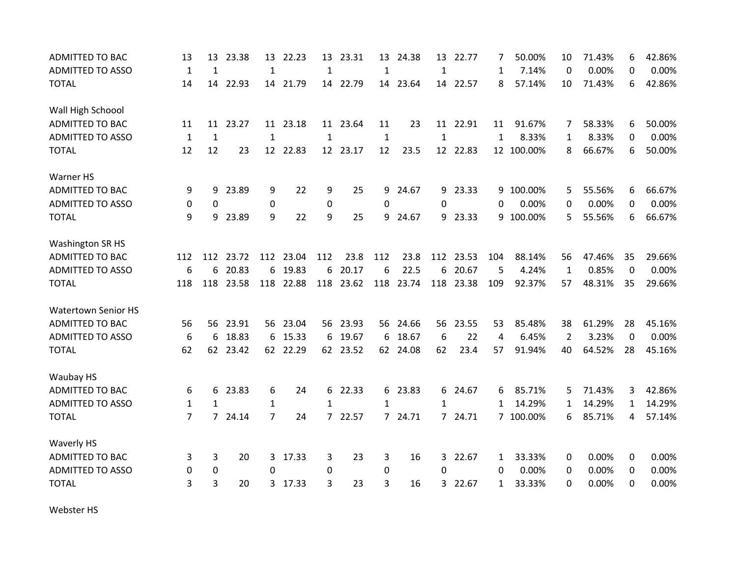| | | | | | | | | | | | | | | | | | | | |
|---|---|---|---|---|---|---|---|---|---|---|---|---|---|---|---|---|---|---|---|
| ADMITTED TO BAC | 13 | 13 | 23.38 | 13 | 22.23 | 13 | 23.31 | 13 | 24.38 | 13 | 22.77 | 7 | 50.00% | 10 | 71.43% | 6 | 42.86% |
| ADMITTED TO ASSO | 1 | 1 | | 1 | | 1 | | 1 | | 1 | | 1 | 7.14% | 0 | 0.00% | 0 | 0.00% |
| TOTAL | 14 | 14 | 22.93 | 14 | 21.79 | 14 | 22.79 | 14 | 23.64 | 14 | 22.57 | 8 | 57.14% | 10 | 71.43% | 6 | 42.86% |
| | | | | | | | | | | | | | | | | | |
| Wall High Schoool | | | | | | | | | | | | | | | | | |
| ADMITTED TO BAC | 11 | 11 | 23.27 | 11 | 23.18 | 11 | 23.64 | 11 | 23 | 11 | 22.91 | 11 | 91.67% | 7 | 58.33% | 6 | 50.00% |
| ADMITTED TO ASSO | 1 | 1 | | 1 | | 1 | | 1 | | 1 | | 1 | 8.33% | 1 | 8.33% | 0 | 0.00% |
| TOTAL | 12 | 12 | 23 | 12 | 22.83 | 12 | 23.17 | 12 | 23.5 | 12 | 22.83 | 12 | 100.00% | 8 | 66.67% | 6 | 50.00% |
| | | | | | | | | | | | | | | | | | |
| Warner HS | | | | | | | | | | | | | | | | | |
| ADMITTED TO BAC | 9 | 9 | 23.89 | 9 | 22 | 9 | 25 | 9 | 24.67 | 9 | 23.33 | 9 | 100.00% | 5 | 55.56% | 6 | 66.67% |
| ADMITTED TO ASSO | 0 | 0 | | 0 | | 0 | | 0 | | 0 | | 0 | 0.00% | 0 | 0.00% | 0 | 0.00% |
| TOTAL | 9 | 9 | 23.89 | 9 | 22 | 9 | 25 | 9 | 24.67 | 9 | 23.33 | 9 | 100.00% | 5 | 55.56% | 6 | 66.67% |
| | | | | | | | | | | | | | | | | | |
| Washington SR HS | | | | | | | | | | | | | | | | | |
| ADMITTED TO BAC | 112 | 112 | 23.72 | 112 | 23.04 | 112 | 23.8 | 112 | 23.8 | 112 | 23.53 | 104 | 88.14% | 56 | 47.46% | 35 | 29.66% |
| ADMITTED TO ASSO | 6 | 6 | 20.83 | 6 | 19.83 | 6 | 20.17 | 6 | 22.5 | 6 | 20.67 | 5 | 4.24% | 1 | 0.85% | 0 | 0.00% |
| TOTAL | 118 | 118 | 23.58 | 118 | 22.88 | 118 | 23.62 | 118 | 23.74 | 118 | 23.38 | 109 | 92.37% | 57 | 48.31% | 35 | 29.66% |
| | | | | | | | | | | | | | | | | | |
| Watertown Senior HS | | | | | | | | | | | | | | | | | |
| ADMITTED TO BAC | 56 | 56 | 23.91 | 56 | 23.04 | 56 | 23.93 | 56 | 24.66 | 56 | 23.55 | 53 | 85.48% | 38 | 61.29% | 28 | 45.16% |
| ADMITTED TO ASSO | 6 | 6 | 18.83 | 6 | 15.33 | 6 | 19.67 | 6 | 18.67 | 6 | 22 | 4 | 6.45% | 2 | 3.23% | 0 | 0.00% |
| TOTAL | 62 | 62 | 23.42 | 62 | 22.29 | 62 | 23.52 | 62 | 24.08 | 62 | 23.4 | 57 | 91.94% | 40 | 64.52% | 28 | 45.16% |
| | | | | | | | | | | | | | | | | | |
| Waubay HS | | | | | | | | | | | | | | | | | |
| ADMITTED TO BAC | 6 | 6 | 23.83 | 6 | 24 | 6 | 22.33 | 6 | 23.83 | 6 | 24.67 | 6 | 85.71% | 5 | 71.43% | 3 | 42.86% |
| ADMITTED TO ASSO | 1 | 1 | | 1 | | 1 | | 1 | | 1 | | 1 | 14.29% | 1 | 14.29% | 1 | 14.29% |
| TOTAL | 7 | 7 | 24.14 | 7 | 24 | 7 | 22.57 | 7 | 24.71 | 7 | 24.71 | 7 | 100.00% | 6 | 85.71% | 4 | 57.14% |
| | | | | | | | | | | | | | | | | | |
| Waverly HS | | | | | | | | | | | | | | | | | |
| ADMITTED TO BAC | 3 | 3 | 20 | 3 | 17.33 | 3 | 23 | 3 | 16 | 3 | 22.67 | 1 | 33.33% | 0 | 0.00% | 0 | 0.00% |
| ADMITTED TO ASSO | 0 | 0 | | 0 | | 0 | | 0 | | 0 | | 0 | 0.00% | 0 | 0.00% | 0 | 0.00% |
| TOTAL | 3 | 3 | 20 | 3 | 17.33 | 3 | 23 | 3 | 16 | 3 | 22.67 | 1 | 33.33% | 0 | 0.00% | 0 | 0.00% |
| | | | | | | | | | | | | | | | | | |
| Webster HS | | | | | | | | | | | | | | | | | |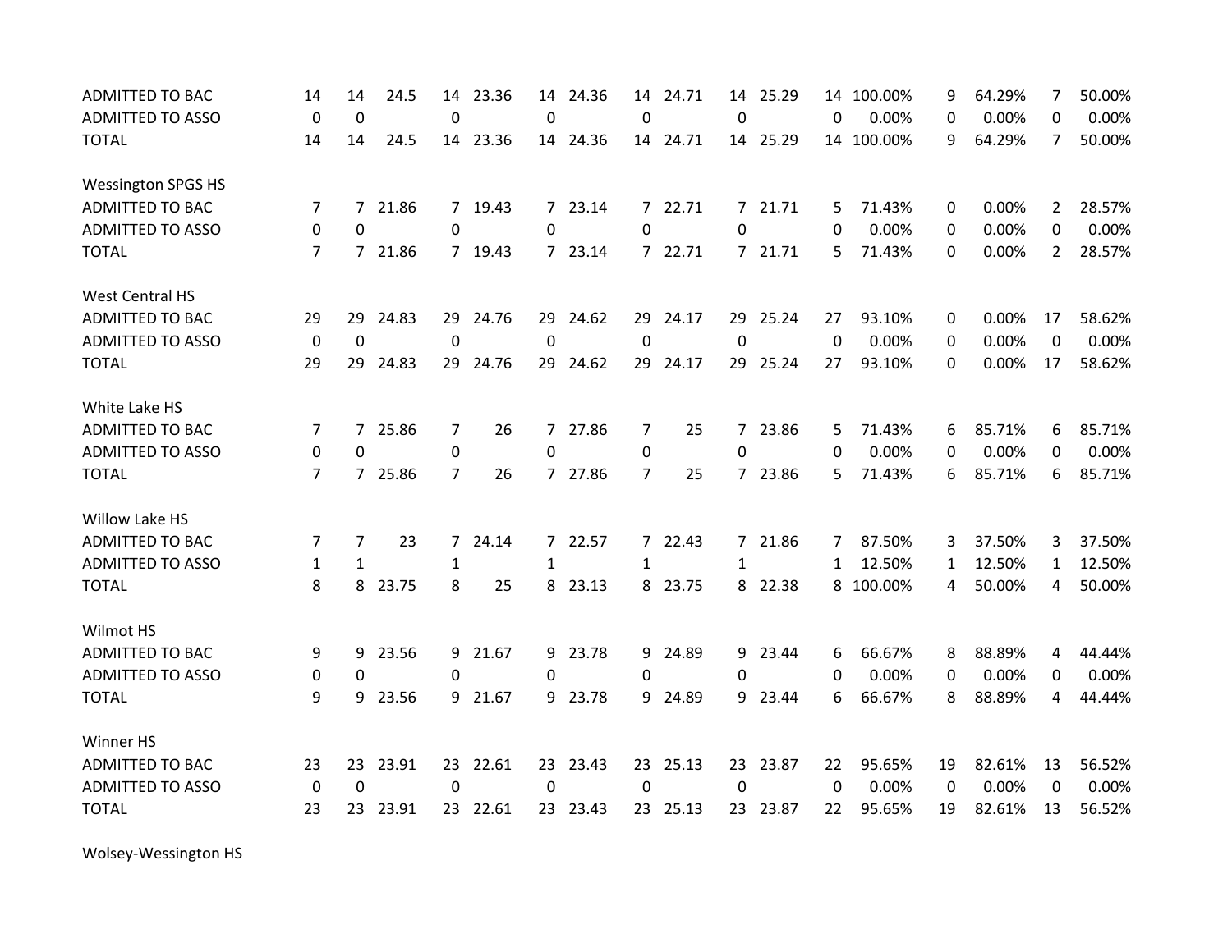| | | | | | | | | | | | | | | | | | |
|---|---|---|---|---|---|---|---|---|---|---|---|---|---|---|---|---|---|
| ADMITTED TO BAC | 14 | 14 | 24.5 | 14 | 23.36 | 14 | 24.36 | 14 | 24.71 | 14 | 25.29 | 14 | 100.00% | 9 | 64.29% | 7 | 50.00% |
| ADMITTED TO ASSO | 0 | 0 | | 0 | | 0 | | 0 | | 0 | | 0 | 0.00% | 0 | 0.00% | 0 | 0.00% |
| TOTAL | 14 | 14 | 24.5 | 14 | 23.36 | 14 | 24.36 | 14 | 24.71 | 14 | 25.29 | 14 | 100.00% | 9 | 64.29% | 7 | 50.00% |
| | | | | | | | | | | | | | | | | | |
| Wessington SPGS HS | | | | | | | | | | | | | | | | | |
| ADMITTED TO BAC | 7 | 7 | 21.86 | 7 | 19.43 | 7 | 23.14 | 7 | 22.71 | 7 | 21.71 | 5 | 71.43% | 0 | 0.00% | 2 | 28.57% |
| ADMITTED TO ASSO | 0 | 0 | | 0 | | 0 | | 0 | | 0 | | 0 | 0.00% | 0 | 0.00% | 0 | 0.00% |
| TOTAL | 7 | 7 | 21.86 | 7 | 19.43 | 7 | 23.14 | 7 | 22.71 | 7 | 21.71 | 5 | 71.43% | 0 | 0.00% | 2 | 28.57% |
| | | | | | | | | | | | | | | | | | |
| West Central HS | | | | | | | | | | | | | | | | | |
| ADMITTED TO BAC | 29 | 29 | 24.83 | 29 | 24.76 | 29 | 24.62 | 29 | 24.17 | 29 | 25.24 | 27 | 93.10% | 0 | 0.00% | 17 | 58.62% |
| ADMITTED TO ASSO | 0 | 0 | | 0 | | 0 | | 0 | | 0 | | 0 | 0.00% | 0 | 0.00% | 0 | 0.00% |
| TOTAL | 29 | 29 | 24.83 | 29 | 24.76 | 29 | 24.62 | 29 | 24.17 | 29 | 25.24 | 27 | 93.10% | 0 | 0.00% | 17 | 58.62% |
| | | | | | | | | | | | | | | | | | |
| White Lake HS | | | | | | | | | | | | | | | | | |
| ADMITTED TO BAC | 7 | 7 | 25.86 | 7 | 26 | 7 | 27.86 | 7 | 25 | 7 | 23.86 | 5 | 71.43% | 6 | 85.71% | 6 | 85.71% |
| ADMITTED TO ASSO | 0 | 0 | | 0 | | 0 | | 0 | | 0 | | 0 | 0.00% | 0 | 0.00% | 0 | 0.00% |
| TOTAL | 7 | 7 | 25.86 | 7 | 26 | 7 | 27.86 | 7 | 25 | 7 | 23.86 | 5 | 71.43% | 6 | 85.71% | 6 | 85.71% |
| | | | | | | | | | | | | | | | | | |
| Willow Lake HS | | | | | | | | | | | | | | | | | |
| ADMITTED TO BAC | 7 | 7 | 23 | 7 | 24.14 | 7 | 22.57 | 7 | 22.43 | 7 | 21.86 | 7 | 87.50% | 3 | 37.50% | 3 | 37.50% |
| ADMITTED TO ASSO | 1 | 1 | | 1 | | 1 | | 1 | | 1 | | 1 | 12.50% | 1 | 12.50% | 1 | 12.50% |
| TOTAL | 8 | 8 | 23.75 | 8 | 25 | 8 | 23.13 | 8 | 23.75 | 8 | 22.38 | 8 | 100.00% | 4 | 50.00% | 4 | 50.00% |
| | | | | | | | | | | | | | | | | | |
| Wilmot HS | | | | | | | | | | | | | | | | | |
| ADMITTED TO BAC | 9 | 9 | 23.56 | 9 | 21.67 | 9 | 23.78 | 9 | 24.89 | 9 | 23.44 | 6 | 66.67% | 8 | 88.89% | 4 | 44.44% |
| ADMITTED TO ASSO | 0 | 0 | | 0 | | 0 | | 0 | | 0 | | 0 | 0.00% | 0 | 0.00% | 0 | 0.00% |
| TOTAL | 9 | 9 | 23.56 | 9 | 21.67 | 9 | 23.78 | 9 | 24.89 | 9 | 23.44 | 6 | 66.67% | 8 | 88.89% | 4 | 44.44% |
| | | | | | | | | | | | | | | | | | |
| Winner HS | | | | | | | | | | | | | | | | | |
| ADMITTED TO BAC | 23 | 23 | 23.91 | 23 | 22.61 | 23 | 23.43 | 23 | 25.13 | 23 | 23.87 | 22 | 95.65% | 19 | 82.61% | 13 | 56.52% |
| ADMITTED TO ASSO | 0 | 0 | | 0 | | 0 | | 0 | | 0 | | 0 | 0.00% | 0 | 0.00% | 0 | 0.00% |
| TOTAL | 23 | 23 | 23.91 | 23 | 22.61 | 23 | 23.43 | 23 | 25.13 | 23 | 23.87 | 22 | 95.65% | 19 | 82.61% | 13 | 56.52% |
| | | | | | | | | | | | | | | | | | |
| Wolsey-Wessington HS | | | | | | | | | | | | | | | | | |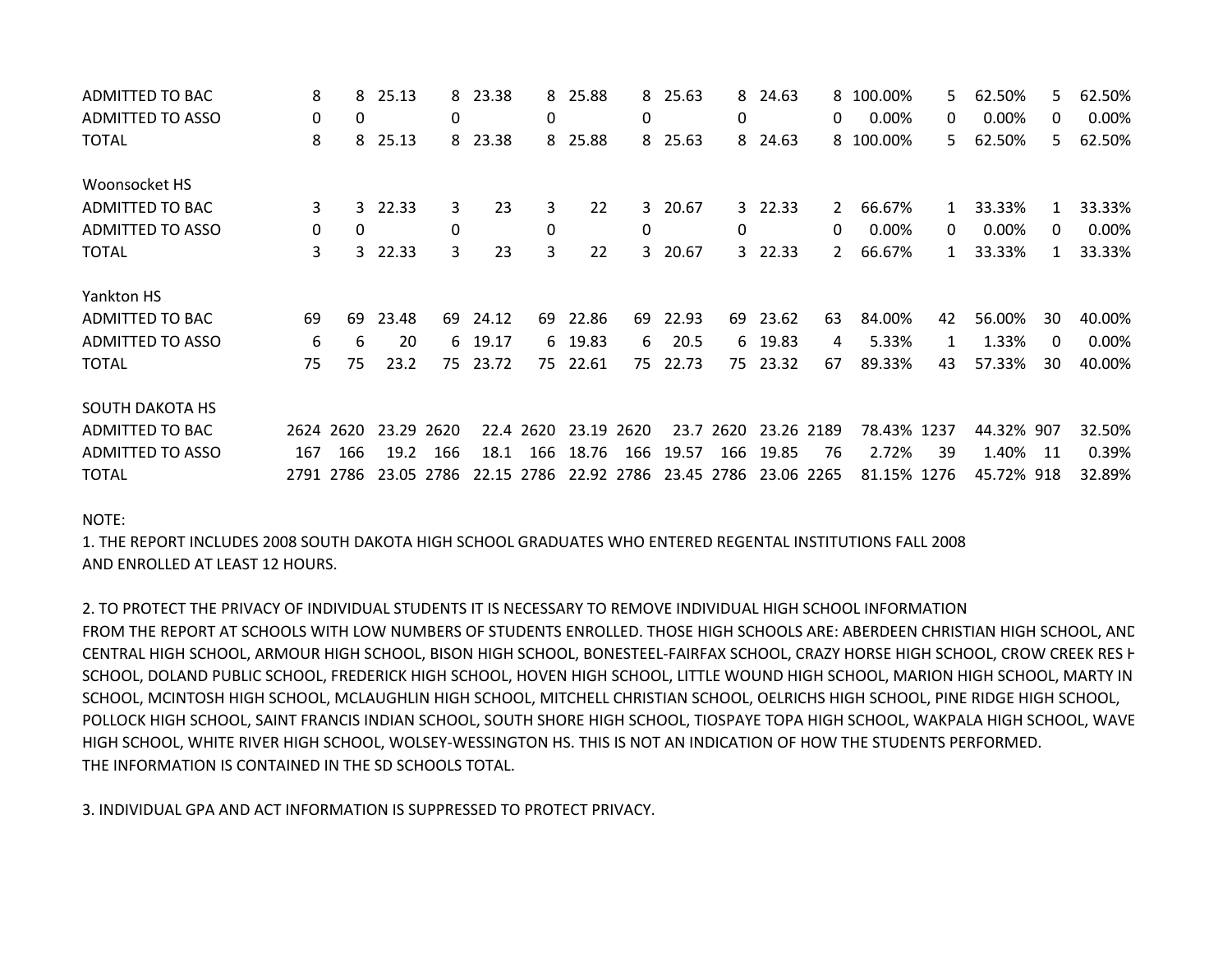| | | | | | | | | | | | | | | | | | |
|---|---|---|---|---|---|---|---|---|---|---|---|---|---|---|---|---|---|
| ADMITTED TO BAC | 8 | 8 | 25.13 | 8 | 23.38 | 8 | 25.88 | 8 | 25.63 | 8 | 24.63 | 8 | 100.00% | 5 | 62.50% | 5 | 62.50% |
| ADMITTED TO ASSO | 0 | 0 | | 0 | | 0 | | 0 | | 0 | | 0 | 0.00% | 0 | 0.00% | 0 | 0.00% |
| TOTAL | 8 | 8 | 25.13 | 8 | 23.38 | 8 | 25.88 | 8 | 25.63 | 8 | 24.63 | 8 | 100.00% | 5 | 62.50% | 5 | 62.50% |
| | | | | | | | | | | | | | | | | | |
| Woonsocket HS | | | | | | | | | | | | | | | | | |
| ADMITTED TO BAC | 3 | 3 | 22.33 | 3 | 23 | 3 | 22 | 3 | 20.67 | 3 | 22.33 | 2 | 66.67% | 1 | 33.33% | 1 | 33.33% |
| ADMITTED TO ASSO | 0 | 0 | | 0 | | 0 | | 0 | | 0 | | 0 | 0.00% | 0 | 0.00% | 0 | 0.00% |
| TOTAL | 3 | 3 | 22.33 | 3 | 23 | 3 | 22 | 3 | 20.67 | 3 | 22.33 | 2 | 66.67% | 1 | 33.33% | 1 | 33.33% |
| | | | | | | | | | | | | | | | | | |
| Yankton HS | | | | | | | | | | | | | | | | | |
| ADMITTED TO BAC | 69 | 69 | 23.48 | 69 | 24.12 | 69 | 22.86 | 69 | 22.93 | 69 | 23.62 | 63 | 84.00% | 42 | 56.00% | 30 | 40.00% |
| ADMITTED TO ASSO | 6 | 6 | 20 | 6 | 19.17 | 6 | 19.83 | 6 | 20.5 | 6 | 19.83 | 4 | 5.33% | 1 | 1.33% | 0 | 0.00% |
| TOTAL | 75 | 75 | 23.2 | 75 | 23.72 | 75 | 22.61 | 75 | 22.73 | 75 | 23.32 | 67 | 89.33% | 43 | 57.33% | 30 | 40.00% |
| | | | | | | | | | | | | | | | | | |
| SOUTH DAKOTA HS | | | | | | | | | | | | | | | | | |
| ADMITTED TO BAC | 2624 | 2620 | 23.29 | 2620 | 22.4 | 2620 | 23.19 | 2620 | 23.7 | 2620 | 23.26 | 2189 | 78.43% | 1237 | 44.32% | 907 | 32.50% |
| ADMITTED TO ASSO | 167 | 166 | 19.2 | 166 | 18.1 | 166 | 18.76 | 166 | 19.57 | 166 | 19.85 | 76 | 2.72% | 39 | 1.40% | 11 | 0.39% |
| TOTAL | 2791 | 2786 | 23.05 | 2786 | 22.15 | 2786 | 22.92 | 2786 | 23.45 | 2786 | 23.06 | 2265 | 81.15% | 1276 | 45.72% | 918 | 32.89% |

NOTE:

1. THE REPORT INCLUDES 2008 SOUTH DAKOTA HIGH SCHOOL GRADUATES WHO ENTERED REGENTAL INSTITUTIONS FALL 2008 AND ENROLLED AT LEAST 12 HOURS.

2. TO PROTECT THE PRIVACY OF INDIVIDUAL STUDENTS IT IS NECESSARY TO REMOVE INDIVIDUAL HIGH SCHOOL INFORMATION FROM THE REPORT AT SCHOOLS WITH LOW NUMBERS OF STUDENTS ENROLLED. THOSE HIGH SCHOOLS ARE: ABERDEEN CHRISTIAN HIGH SCHOOL, AND CENTRAL HIGH SCHOOL, ARMOUR HIGH SCHOOL, BISON HIGH SCHOOL, BONESTEEL-FAIRFAX SCHOOL, CRAZY HORSE HIGH SCHOOL, CROW CREEK RES H SCHOOL, DOLAND PUBLIC SCHOOL, FREDERICK HIGH SCHOOL, HOVEN HIGH SCHOOL, LITTLE WOUND HIGH SCHOOL, MARION HIGH SCHOOL, MARTY IN SCHOOL, MCINTOSH HIGH SCHOOL, MCLAUGHLIN HIGH SCHOOL, MITCHELL CHRISTIAN SCHOOL, OELRICHS HIGH SCHOOL, PINE RIDGE HIGH SCHOOL, POLLOCK HIGH SCHOOL, SAINT FRANCIS INDIAN SCHOOL, SOUTH SHORE HIGH SCHOOL, TIOSPAYE TOPA HIGH SCHOOL, WAKPALA HIGH SCHOOL, WAVE HIGH SCHOOL, WHITE RIVER HIGH SCHOOL, WOLSEY-WESSINGTON HS. THIS IS NOT AN INDICATION OF HOW THE STUDENTS PERFORMED. THE INFORMATION IS CONTAINED IN THE SD SCHOOLS TOTAL.

3. INDIVIDUAL GPA AND ACT INFORMATION IS SUPPRESSED TO PROTECT PRIVACY.